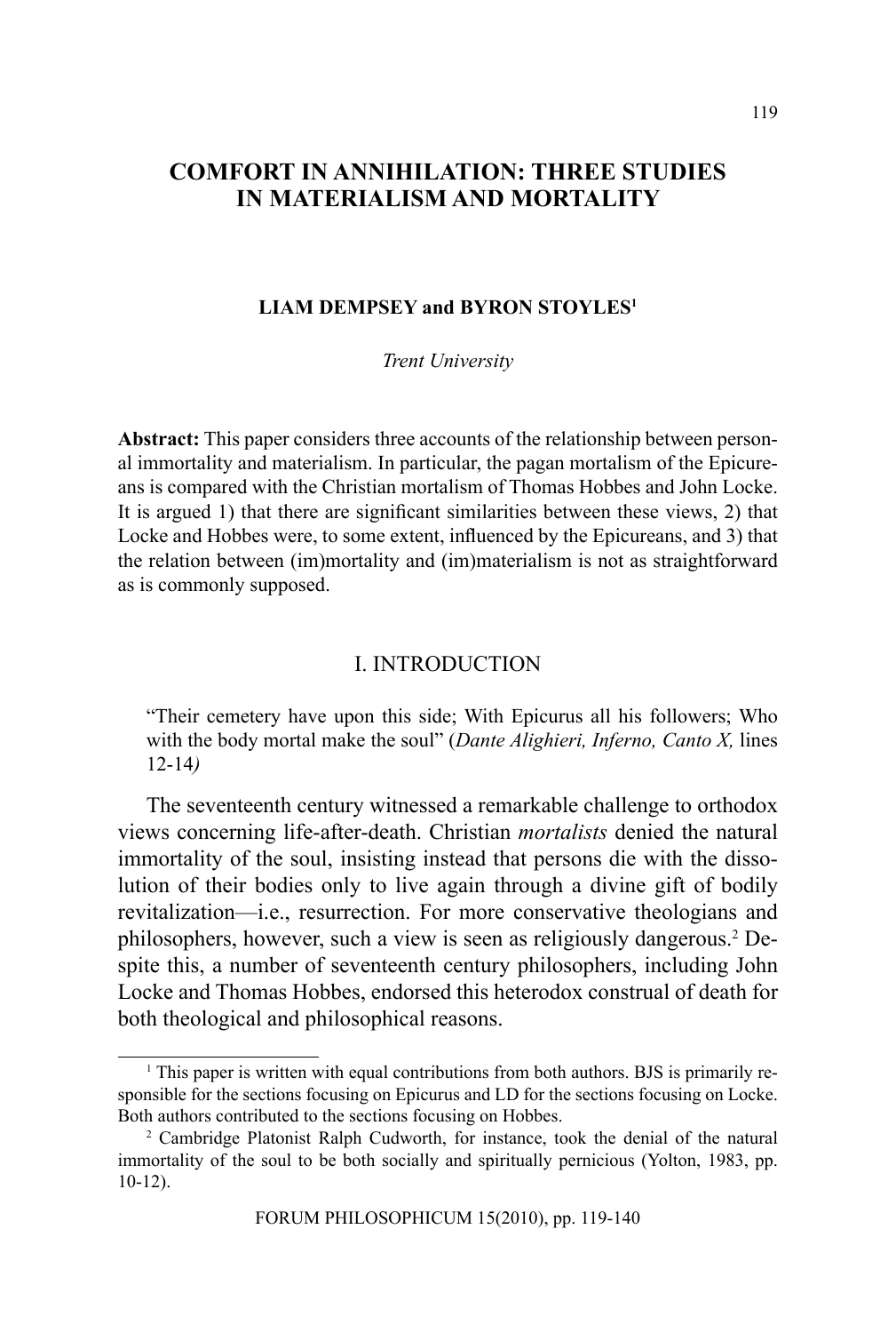# COMFORT IN ANNIHILATION: THREE STUDIES IN MATERIALISM AND MORTALITY

**LIAM DEMPSEY and BYRON STOYLES**[1]

*Trent University*

**Abstract:** This paper considers three accounts of the relationship between personal immortality and materialism. In particular, the pagan mortalism of the Epicureans is compared with the Christian mortalism of Thomas Hobbes and John Locke. It is argued 1) that there are significant similarities between these views, 2) that Locke and Hobbes were, to some extent, influenced by the Epicureans, and 3) that the relation between (im)mortality and (im)materialism is not as straightforward as is commonly supposed.

## I. INTRODUCTION

> "Their cemetery have upon this side; With Epicurus all his followers; Who with the body mortal make the soul" (*Dante Alighieri, Inferno, Canto X,* lines 12-14*)*

The seventeenth century witnessed a remarkable challenge to orthodox views concerning life-after-death. Christian *mortalists* denied the natural immortality of the soul, insisting instead that persons die with the dissolution of their bodies only to live again through a divine gift of bodily revitalization—i.e., resurrection. For more conservative theologians and philosophers, however, such a view is seen as religiously dangerous.[2] Despite this, a number of seventeenth century philosophers, including John Locke and Thomas Hobbes, endorsed this heterodox construal of death for both theological and philosophical reasons.

---

[1] This paper is written with equal contributions from both authors. BJS is primarily responsible for the sections focusing on Epicurus and LD for the sections focusing on Locke. Both authors contributed to the sections focusing on Hobbes.

[2] Cambridge Platonist Ralph Cudworth, for instance, took the denial of the natural immortality of the soul to be both socially and spiritually pernicious (Yolton, 1983, pp. 10-12).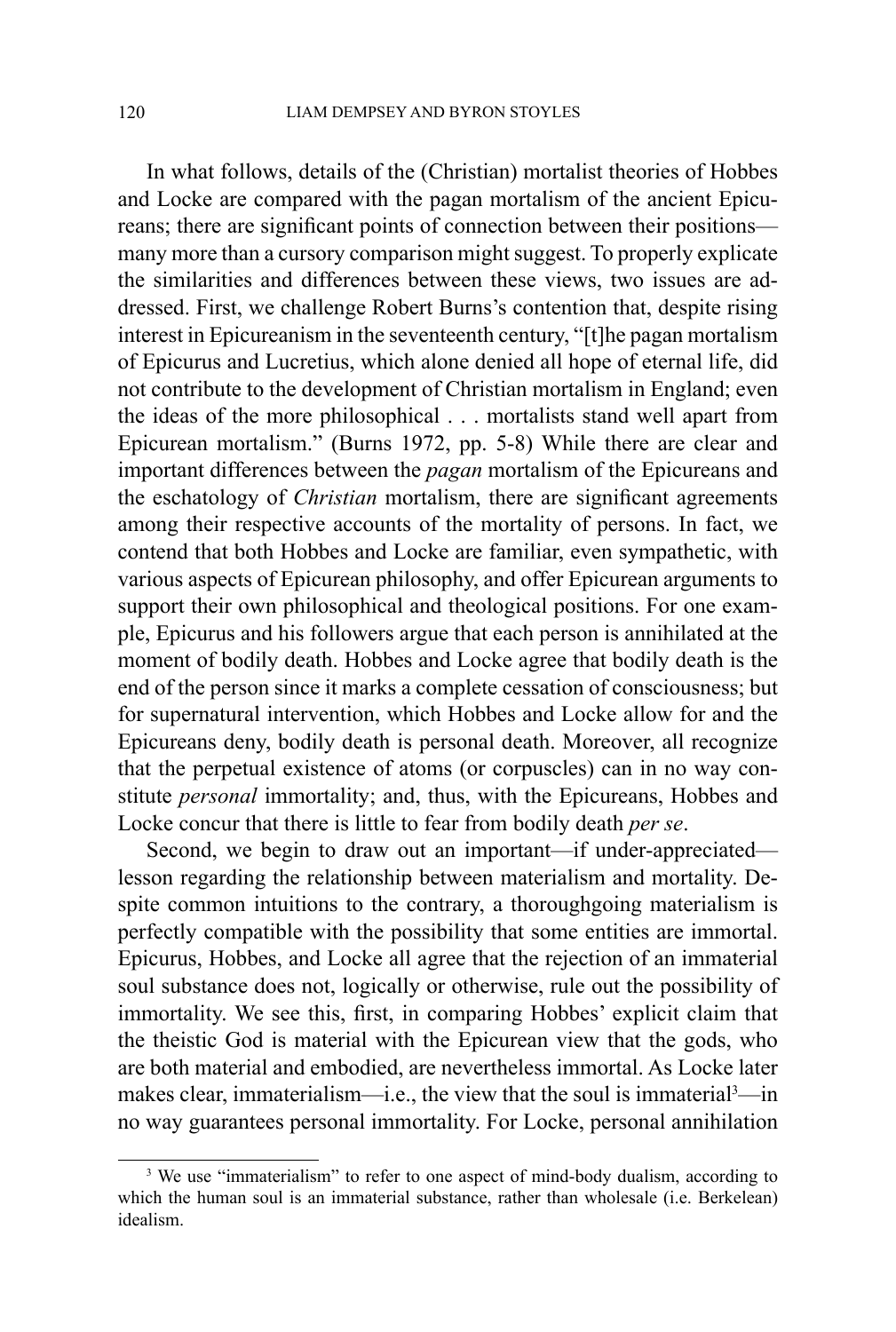In what follows, details of the (Christian) mortalist theories of Hobbes and Locke are compared with the pagan mortalism of the ancient Epicureans; there are significant points of connection between their positions—many more than a cursory comparison might suggest. To properly explicate the similarities and differences between these views, two issues are addressed. First, we challenge Robert Burns's contention that, despite rising interest in Epicureanism in the seventeenth century, "[t]he pagan mortalism of Epicurus and Lucretius, which alone denied all hope of eternal life, did not contribute to the development of Christian mortalism in England; even the ideas of the more philosophical . . . mortalists stand well apart from Epicurean mortalism." (Burns 1972, pp. 5-8) While there are clear and important differences between the *pagan* mortalism of the Epicureans and the eschatology of *Christian* mortalism, there are significant agreements among their respective accounts of the mortality of persons. In fact, we contend that both Hobbes and Locke are familiar, even sympathetic, with various aspects of Epicurean philosophy, and offer Epicurean arguments to support their own philosophical and theological positions. For one example, Epicurus and his followers argue that each person is annihilated at the moment of bodily death. Hobbes and Locke agree that bodily death is the end of the person since it marks a complete cessation of consciousness; but for supernatural intervention, which Hobbes and Locke allow for and the Epicureans deny, bodily death is personal death. Moreover, all recognize that the perpetual existence of atoms (or corpuscles) can in no way constitute *personal* immortality; and, thus, with the Epicureans, Hobbes and Locke concur that there is little to fear from bodily death *per se*.

Second, we begin to draw out an important—if under-appreciated—lesson regarding the relationship between materialism and mortality. Despite common intuitions to the contrary, a thoroughgoing materialism is perfectly compatible with the possibility that some entities are immortal. Epicurus, Hobbes, and Locke all agree that the rejection of an immaterial soul substance does not, logically or otherwise, rule out the possibility of immortality. We see this, first, in comparing Hobbes' explicit claim that the theistic God is material with the Epicurean view that the gods, who are both material and embodied, are nevertheless immortal. As Locke later makes clear, immaterialism—i.e., the view that the soul is immaterial[3]—in no way guarantees personal immortality. For Locke, personal annihilation

[3] We use "immaterialism" to refer to one aspect of mind-body dualism, according to which the human soul is an immaterial substance, rather than wholesale (i.e. Berkelean) idealism.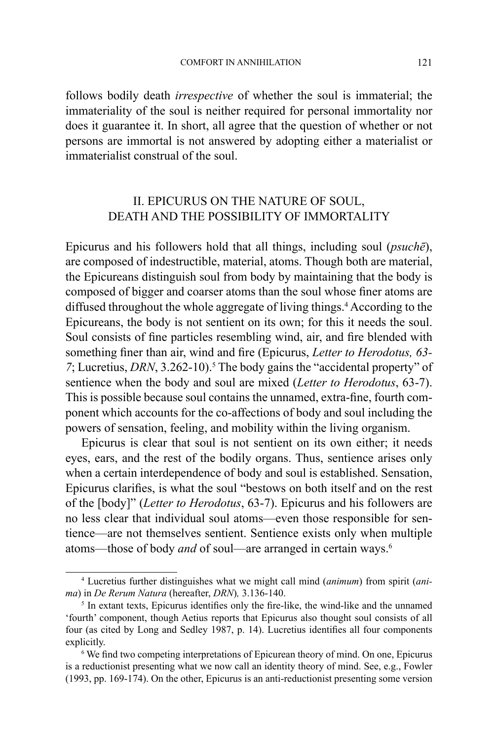follows bodily death *irrespective* of whether the soul is immaterial; the immateriality of the soul is neither required for personal immortality nor does it guarantee it. In short, all agree that the question of whether or not persons are immortal is not answered by adopting either a materialist or immaterialist construal of the soul.

## II. EPICURUS ON THE NATURE OF SOUL, DEATH AND THE POSSIBILITY OF IMMORTALITY

Epicurus and his followers hold that all things, including soul (*psuchē*), are composed of indestructible, material, atoms. Though both are material, the Epicureans distinguish soul from body by maintaining that the body is composed of bigger and coarser atoms than the soul whose finer atoms are diffused throughout the whole aggregate of living things.[4] According to the Epicureans, the body is not sentient on its own; for this it needs the soul. Soul consists of fine particles resembling wind, air, and fire blended with something finer than air, wind and fire (Epicurus, *Letter to Herodotus, 63-7*; Lucretius, *DRN*, 3.262-10).[5] The body gains the "accidental property" of sentience when the body and soul are mixed (*Letter to Herodotus*, 63-7). This is possible because soul contains the unnamed, extra-fine, fourth component which accounts for the co-affections of body and soul including the powers of sensation, feeling, and mobility within the living organism.

Epicurus is clear that soul is not sentient on its own either; it needs eyes, ears, and the rest of the bodily organs. Thus, sentience arises only when a certain interdependence of body and soul is established. Sensation, Epicurus clarifies, is what the soul "bestows on both itself and on the rest of the [body]" (*Letter to Herodotus*, 63-7). Epicurus and his followers are no less clear that individual soul atoms—even those responsible for sentience—are not themselves sentient. Sentience exists only when multiple atoms—those of body *and* of soul—are arranged in certain ways.[6]

---

[4] Lucretius further distinguishes what we might call mind (*animum*) from spirit (*anima*) in *De Rerum Natura* (hereafter, *DRN*), 3.136-140.

[5] In extant texts, Epicurus identifies only the fire-like, the wind-like and the unnamed 'fourth' component, though Aetius reports that Epicurus also thought soul consists of all four (as cited by Long and Sedley 1987, p. 14). Lucretius identifies all four components explicitly.

[6] We find two competing interpretations of Epicurean theory of mind. On one, Epicurus is a reductionist presenting what we now call an identity theory of mind. See, e.g., Fowler (1993, pp. 169-174). On the other, Epicurus is an anti-reductionist presenting some version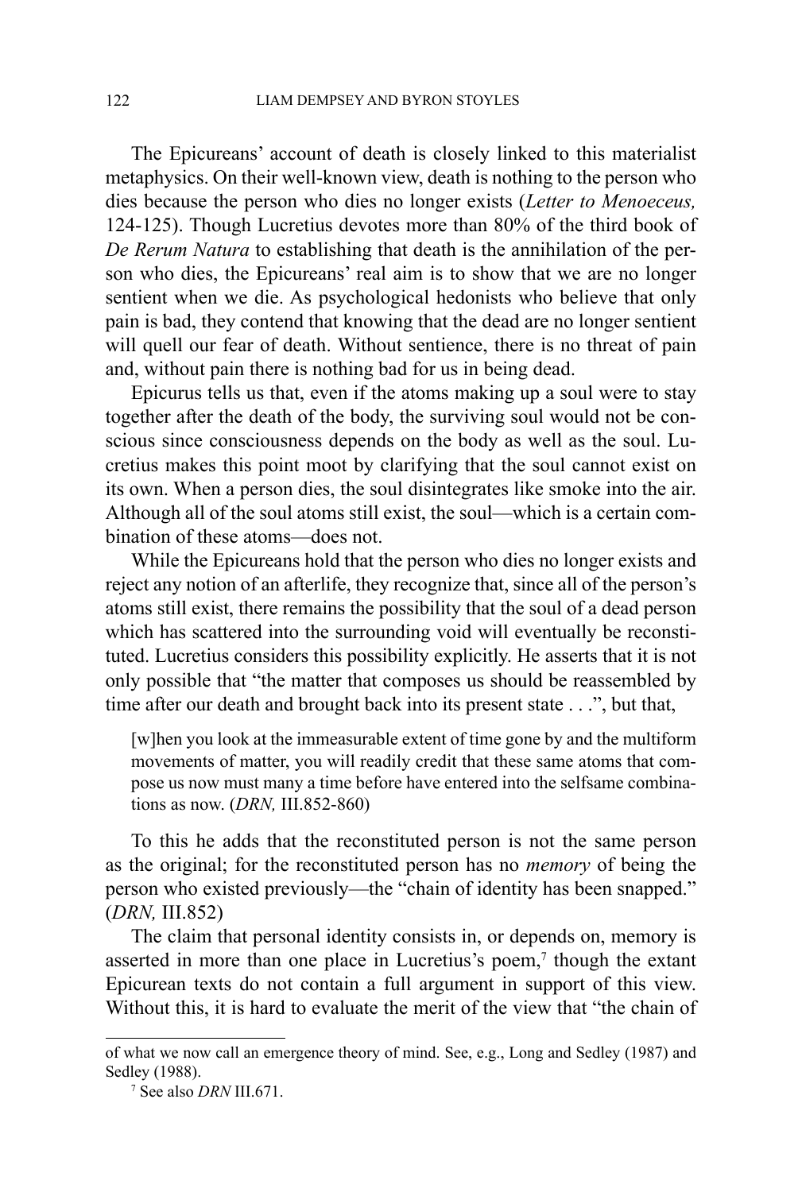The Epicureans' account of death is closely linked to this materialist metaphysics. On their well-known view, death is nothing to the person who dies because the person who dies no longer exists (*Letter to Menoeceus,* 124-125). Though Lucretius devotes more than 80% of the third book of *De Rerum Natura* to establishing that death is the annihilation of the person who dies, the Epicureans' real aim is to show that we are no longer sentient when we die. As psychological hedonists who believe that only pain is bad, they contend that knowing that the dead are no longer sentient will quell our fear of death. Without sentience, there is no threat of pain and, without pain there is nothing bad for us in being dead.

Epicurus tells us that, even if the atoms making up a soul were to stay together after the death of the body, the surviving soul would not be conscious since consciousness depends on the body as well as the soul. Lucretius makes this point moot by clarifying that the soul cannot exist on its own. When a person dies, the soul disintegrates like smoke into the air. Although all of the soul atoms still exist, the soul—which is a certain combination of these atoms—does not.

While the Epicureans hold that the person who dies no longer exists and reject any notion of an afterlife, they recognize that, since all of the person's atoms still exist, there remains the possibility that the soul of a dead person which has scattered into the surrounding void will eventually be reconstituted. Lucretius considers this possibility explicitly. He asserts that it is not only possible that "the matter that composes us should be reassembled by time after our death and brought back into its present state . . .", but that,

> [w]hen you look at the immeasurable extent of time gone by and the multiform movements of matter, you will readily credit that these same atoms that compose us now must many a time before have entered into the selfsame combinations as now. (*DRN,* III.852-860)

To this he adds that the reconstituted person is not the same person as the original; for the reconstituted person has no *memory* of being the person who existed previously—the "chain of identity has been snapped." (*DRN,* III.852)

The claim that personal identity consists in, or depends on, memory is asserted in more than one place in Lucretius's poem,[7] though the extant Epicurean texts do not contain a full argument in support of this view. Without this, it is hard to evaluate the merit of the view that "the chain of

---

of what we now call an emergence theory of mind. See, e.g., Long and Sedley (1987) and Sedley (1988).

[7] See also *DRN* III.671.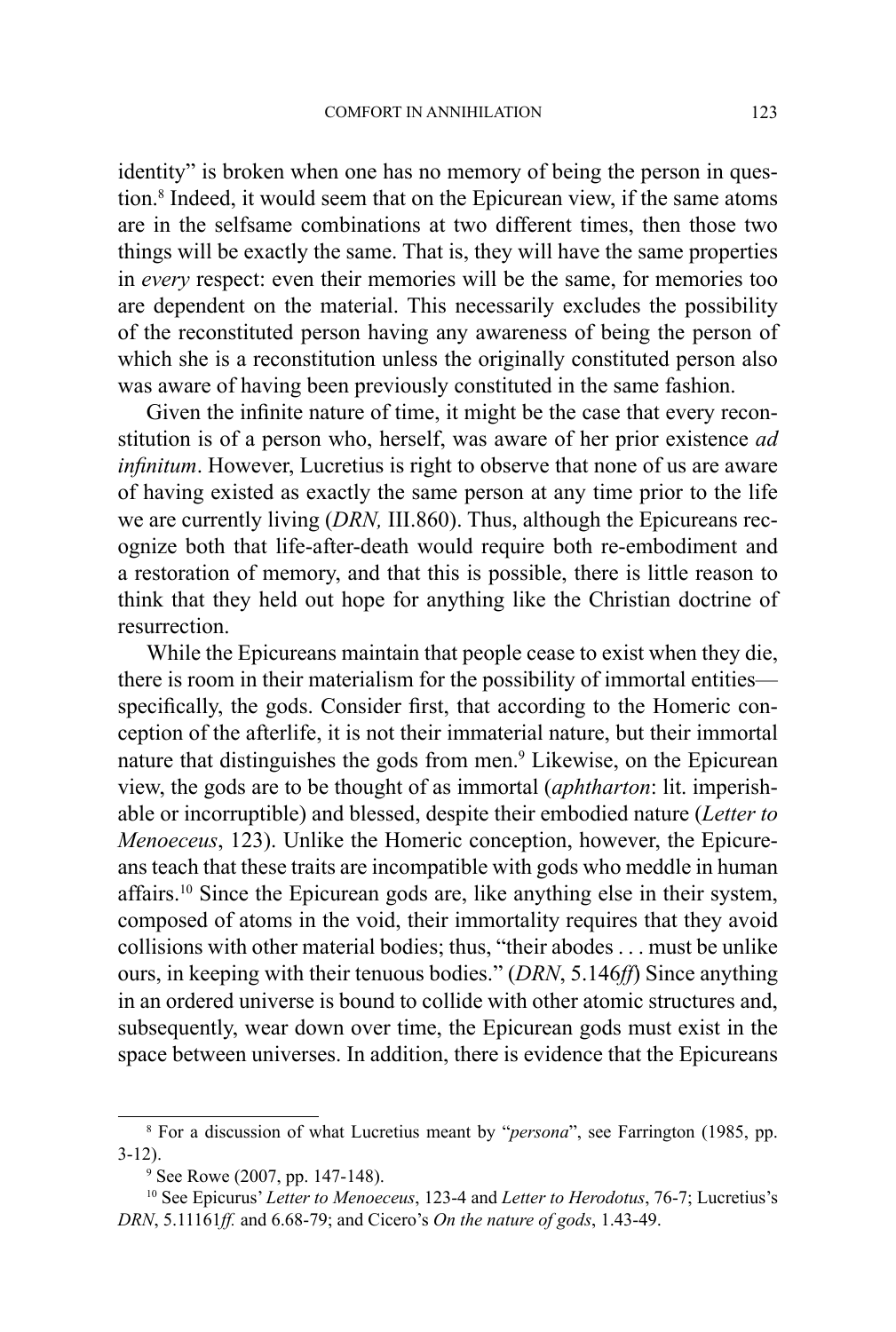identity" is broken when one has no memory of being the person in question.[8] Indeed, it would seem that on the Epicurean view, if the same atoms are in the selfsame combinations at two different times, then those two things will be exactly the same. That is, they will have the same properties in *every* respect: even their memories will be the same, for memories too are dependent on the material. This necessarily excludes the possibility of the reconstituted person having any awareness of being the person of which she is a reconstitution unless the originally constituted person also was aware of having been previously constituted in the same fashion.

Given the infinite nature of time, it might be the case that every reconstitution is of a person who, herself, was aware of her prior existence *ad infinitum*. However, Lucretius is right to observe that none of us are aware of having existed as exactly the same person at any time prior to the life we are currently living (*DRN,* III.860). Thus, although the Epicureans recognize both that life-after-death would require both re-embodiment and a restoration of memory, and that this is possible, there is little reason to think that they held out hope for anything like the Christian doctrine of resurrection.

While the Epicureans maintain that people cease to exist when they die, there is room in their materialism for the possibility of immortal entities—specifically, the gods. Consider first, that according to the Homeric conception of the afterlife, it is not their immaterial nature, but their immortal nature that distinguishes the gods from men.[9] Likewise, on the Epicurean view, the gods are to be thought of as immortal (*aphtharton*: lit. imperishable or incorruptible) and blessed, despite their embodied nature (*Letter to Menoeceus*, 123). Unlike the Homeric conception, however, the Epicureans teach that these traits are incompatible with gods who meddle in human affairs.[10] Since the Epicurean gods are, like anything else in their system, composed of atoms in the void, their immortality requires that they avoid collisions with other material bodies; thus, "their abodes . . . must be unlike ours, in keeping with their tenuous bodies." (*DRN*, 5.146*ff*) Since anything in an ordered universe is bound to collide with other atomic structures and, subsequently, wear down over time, the Epicurean gods must exist in the space between universes. In addition, there is evidence that the Epicureans

---

[8] For a discussion of what Lucretius meant by "*persona*", see Farrington (1985, pp. 3-12).

[9] See Rowe (2007, pp. 147-148).

[10] See Epicurus' *Letter to Menoeceus*, 123-4 and *Letter to Herodotus*, 76-7; Lucretius's *DRN*, 5.11161*ff.* and 6.68-79; and Cicero's *On the nature of gods*, 1.43-49.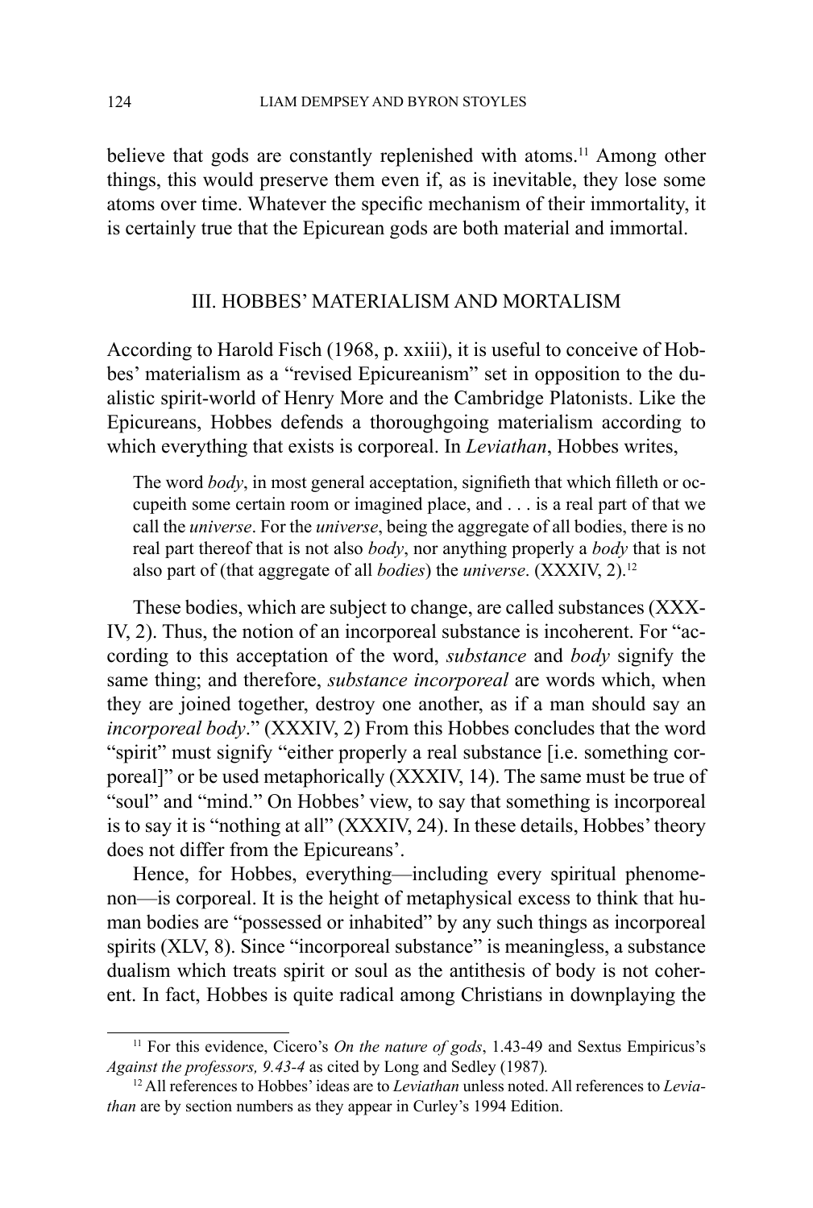believe that gods are constantly replenished with atoms.[11] Among other things, this would preserve them even if, as is inevitable, they lose some atoms over time. Whatever the specific mechanism of their immortality, it is certainly true that the Epicurean gods are both material and immortal.

## III. HOBBES' MATERIALISM AND MORTALISM

According to Harold Fisch (1968, p. xxiii), it is useful to conceive of Hobbes' materialism as a "revised Epicureanism" set in opposition to the dualistic spirit-world of Henry More and the Cambridge Platonists. Like the Epicureans, Hobbes defends a thoroughgoing materialism according to which everything that exists is corporeal. In *Leviathan*, Hobbes writes,

> The word *body*, in most general acceptation, signifieth that which filleth or occupeith some certain room or imagined place, and . . . is a real part of that we call the *universe*. For the *universe*, being the aggregate of all bodies, there is no real part thereof that is not also *body*, nor anything properly a *body* that is not also part of (that aggregate of all *bodies*) the *universe*. (XXXIV, 2).[12]

These bodies, which are subject to change, are called substances (XXXIV, 2). Thus, the notion of an incorporeal substance is incoherent. For "according to this acceptation of the word, *substance* and *body* signify the same thing; and therefore, *substance incorporeal* are words which, when they are joined together, destroy one another, as if a man should say an *incorporeal body*." (XXXIV, 2) From this Hobbes concludes that the word "spirit" must signify "either properly a real substance [i.e. something corporeal]" or be used metaphorically (XXXIV, 14). The same must be true of "soul" and "mind." On Hobbes' view, to say that something is incorporeal is to say it is "nothing at all" (XXXIV, 24). In these details, Hobbes' theory does not differ from the Epicureans'.

Hence, for Hobbes, everything—including every spiritual phenomenon—is corporeal. It is the height of metaphysical excess to think that human bodies are "possessed or inhabited" by any such things as incorporeal spirits (XLV, 8). Since "incorporeal substance" is meaningless, a substance dualism which treats spirit or soul as the antithesis of body is not coherent. In fact, Hobbes is quite radical among Christians in downplaying the

---

[11] For this evidence, Cicero's *On the nature of gods*, 1.43-49 and Sextus Empiricus's *Against the professors, 9.43-4* as cited by Long and Sedley (1987).

[12] All references to Hobbes' ideas are to *Leviathan* unless noted. All references to *Leviathan* are by section numbers as they appear in Curley's 1994 Edition.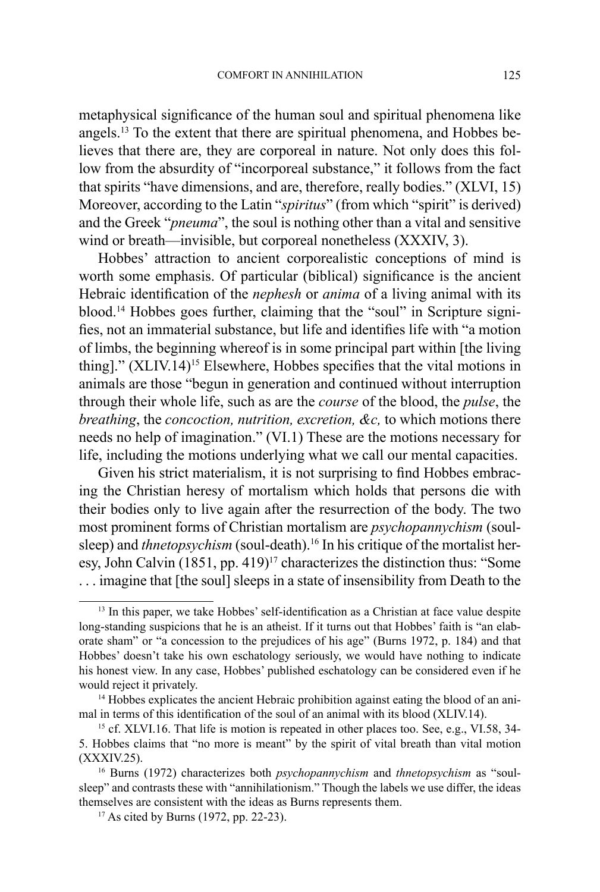metaphysical significance of the human soul and spiritual phenomena like angels.[13] To the extent that there are spiritual phenomena, and Hobbes believes that there are, they are corporeal in nature. Not only does this follow from the absurdity of "incorporeal substance," it follows from the fact that spirits "have dimensions, and are, therefore, really bodies." (XLVI, 15) Moreover, according to the Latin "*spiritus*" (from which "spirit" is derived) and the Greek "*pneuma*", the soul is nothing other than a vital and sensitive wind or breath—invisible, but corporeal nonetheless (XXXIV, 3).

Hobbes' attraction to ancient corporealistic conceptions of mind is worth some emphasis. Of particular (biblical) significance is the ancient Hebraic identification of the *nephesh* or *anima* of a living animal with its blood.[14] Hobbes goes further, claiming that the "soul" in Scripture signifies, not an immaterial substance, but life and identifies life with "a motion of limbs, the beginning whereof is in some principal part within [the living thing]." (XLIV.14)[15] Elsewhere, Hobbes specifies that the vital motions in animals are those "begun in generation and continued without interruption through their whole life, such as are the *course* of the blood, the *pulse*, the *breathing*, the *concoction, nutrition, excretion, &c,* to which motions there needs no help of imagination." (VI.1) These are the motions necessary for life, including the motions underlying what we call our mental capacities.

Given his strict materialism, it is not surprising to find Hobbes embracing the Christian heresy of mortalism which holds that persons die with their bodies only to live again after the resurrection of the body. The two most prominent forms of Christian mortalism are *psychopannychism* (soul-sleep) and *thnetopsychism* (soul-death).[16] In his critique of the mortalist heresy, John Calvin (1851, pp. 419)[17] characterizes the distinction thus: "Some . . . imagine that [the soul] sleeps in a state of insensibility from Death to the

---

[13] In this paper, we take Hobbes' self-identification as a Christian at face value despite long-standing suspicions that he is an atheist. If it turns out that Hobbes' faith is "an elaborate sham" or "a concession to the prejudices of his age" (Burns 1972, p. 184) and that Hobbes' doesn't take his own eschatology seriously, we would have nothing to indicate his honest view. In any case, Hobbes' published eschatology can be considered even if he would reject it privately.

[14] Hobbes explicates the ancient Hebraic prohibition against eating the blood of an animal in terms of this identification of the soul of an animal with its blood (XLIV.14).

[15] cf. XLVI.16. That life is motion is repeated in other places too. See, e.g., VI.58, 34-5. Hobbes claims that "no more is meant" by the spirit of vital breath than vital motion (XXXIV.25).

[16] Burns (1972) characterizes both *psychopannychism* and *thnetopsychism* as "soul-sleep" and contrasts these with "annihilationism." Though the labels we use differ, the ideas themselves are consistent with the ideas as Burns represents them.

[17] As cited by Burns (1972, pp. 22-23).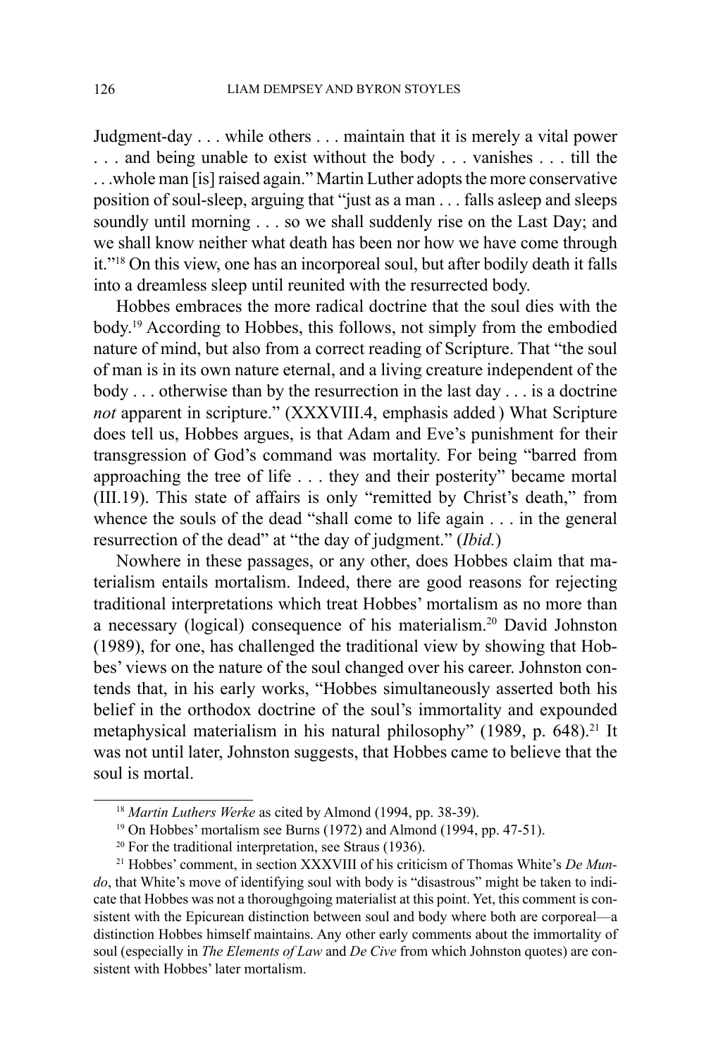Judgment-day . . . while others . . . maintain that it is merely a vital power . . . and being unable to exist without the body . . . vanishes . . . till the . . .whole man [is] raised again." Martin Luther adopts the more conservative position of soul-sleep, arguing that "just as a man . . . falls asleep and sleeps soundly until morning . . . so we shall suddenly rise on the Last Day; and we shall know neither what death has been nor how we have come through it."[18] On this view, one has an incorporeal soul, but after bodily death it falls into a dreamless sleep until reunited with the resurrected body.

Hobbes embraces the more radical doctrine that the soul dies with the body.[19] According to Hobbes, this follows, not simply from the embodied nature of mind, but also from a correct reading of Scripture. That "the soul of man is in its own nature eternal, and a living creature independent of the body . . . otherwise than by the resurrection in the last day . . . is a doctrine *not* apparent in scripture." (XXXVIII.4, emphasis added ) What Scripture does tell us, Hobbes argues, is that Adam and Eve's punishment for their transgression of God's command was mortality. For being "barred from approaching the tree of life . . . they and their posterity" became mortal (III.19). This state of affairs is only "remitted by Christ's death," from whence the souls of the dead "shall come to life again . . . in the general resurrection of the dead" at "the day of judgment." (*Ibid.*)

Nowhere in these passages, or any other, does Hobbes claim that materialism entails mortalism. Indeed, there are good reasons for rejecting traditional interpretations which treat Hobbes' mortalism as no more than a necessary (logical) consequence of his materialism.[20] David Johnston (1989), for one, has challenged the traditional view by showing that Hobbes' views on the nature of the soul changed over his career. Johnston contends that, in his early works, "Hobbes simultaneously asserted both his belief in the orthodox doctrine of the soul's immortality and expounded metaphysical materialism in his natural philosophy" (1989, p. 648).[21] It was not until later, Johnston suggests, that Hobbes came to believe that the soul is mortal.

---

[18] *Martin Luthers Werke* as cited by Almond (1994, pp. 38-39).

[19] On Hobbes' mortalism see Burns (1972) and Almond (1994, pp. 47-51).

[20] For the traditional interpretation, see Straus (1936).

[21] Hobbes' comment, in section XXXVIII of his criticism of Thomas White's *De Mundo*, that White's move of identifying soul with body is "disastrous" might be taken to indicate that Hobbes was not a thoroughgoing materialist at this point. Yet, this comment is consistent with the Epicurean distinction between soul and body where both are corporeal—a distinction Hobbes himself maintains. Any other early comments about the immortality of soul (especially in *The Elements of Law* and *De Cive* from which Johnston quotes) are consistent with Hobbes' later mortalism.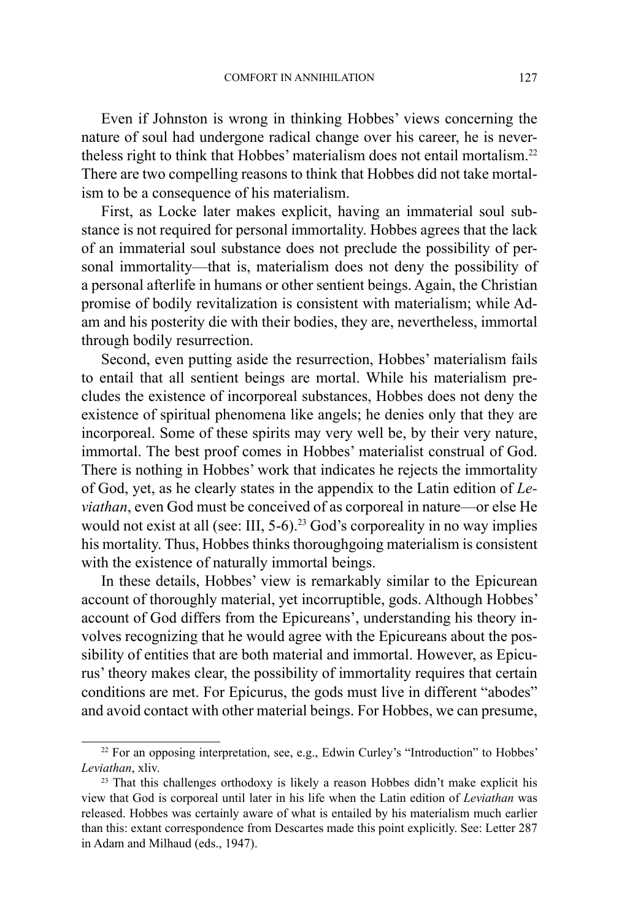Even if Johnston is wrong in thinking Hobbes' views concerning the nature of soul had undergone radical change over his career, he is nevertheless right to think that Hobbes' materialism does not entail mortalism.[22] There are two compelling reasons to think that Hobbes did not take mortalism to be a consequence of his materialism.

First, as Locke later makes explicit, having an immaterial soul substance is not required for personal immortality. Hobbes agrees that the lack of an immaterial soul substance does not preclude the possibility of personal immortality—that is, materialism does not deny the possibility of a personal afterlife in humans or other sentient beings. Again, the Christian promise of bodily revitalization is consistent with materialism; while Adam and his posterity die with their bodies, they are, nevertheless, immortal through bodily resurrection.

Second, even putting aside the resurrection, Hobbes' materialism fails to entail that all sentient beings are mortal. While his materialism precludes the existence of incorporeal substances, Hobbes does not deny the existence of spiritual phenomena like angels; he denies only that they are incorporeal. Some of these spirits may very well be, by their very nature, immortal. The best proof comes in Hobbes' materialist construal of God. There is nothing in Hobbes' work that indicates he rejects the immortality of God, yet, as he clearly states in the appendix to the Latin edition of *Leviathan*, even God must be conceived of as corporeal in nature—or else He would not exist at all (see: III, 5-6).[23] God's corporeality in no way implies his mortality. Thus, Hobbes thinks thoroughgoing materialism is consistent with the existence of naturally immortal beings.

In these details, Hobbes' view is remarkably similar to the Epicurean account of thoroughly material, yet incorruptible, gods. Although Hobbes' account of God differs from the Epicureans', understanding his theory involves recognizing that he would agree with the Epicureans about the possibility of entities that are both material and immortal. However, as Epicurus' theory makes clear, the possibility of immortality requires that certain conditions are met. For Epicurus, the gods must live in different "abodes" and avoid contact with other material beings. For Hobbes, we can presume,

---

[22] For an opposing interpretation, see, e.g., Edwin Curley's "Introduction" to Hobbes' *Leviathan*, xliv.

[23] That this challenges orthodoxy is likely a reason Hobbes didn't make explicit his view that God is corporeal until later in his life when the Latin edition of *Leviathan* was released. Hobbes was certainly aware of what is entailed by his materialism much earlier than this: extant correspondence from Descartes made this point explicitly. See: Letter 287 in Adam and Milhaud (eds., 1947).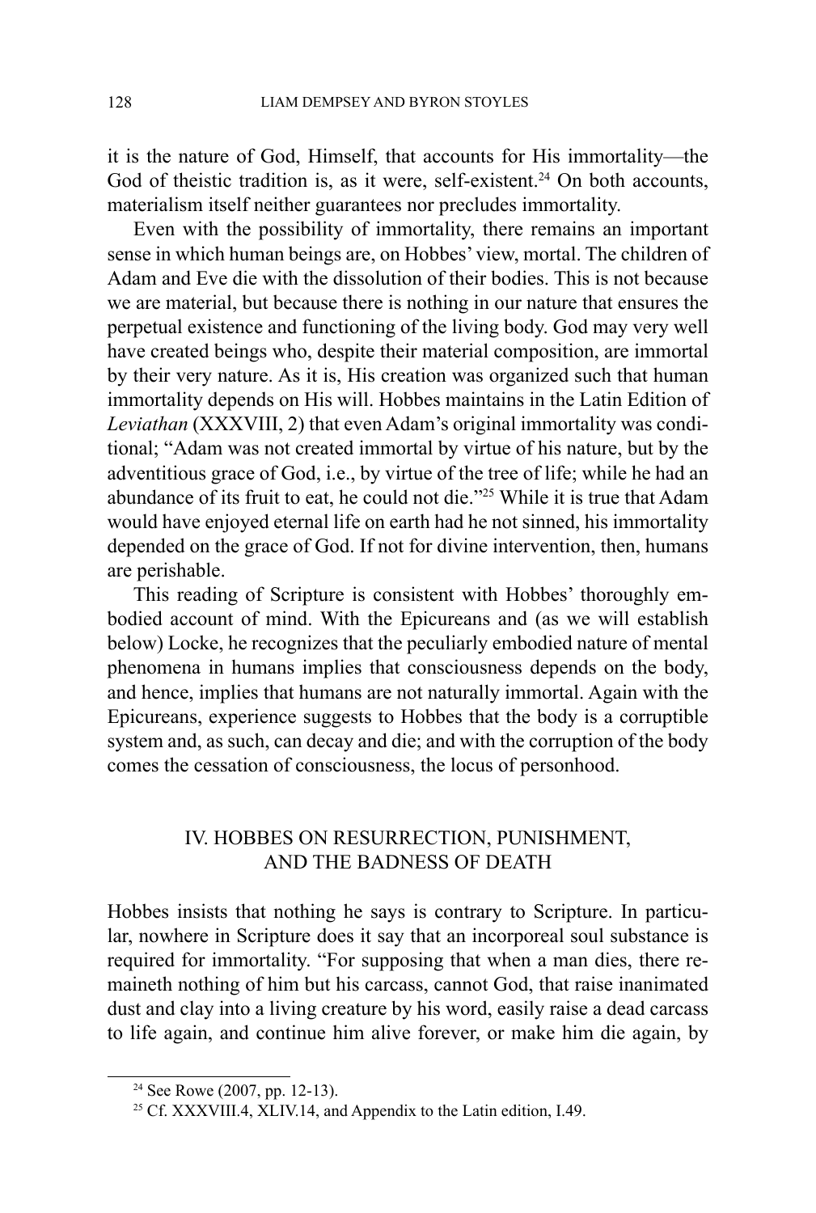it is the nature of God, Himself, that accounts for His immortality—the God of theistic tradition is, as it were, self-existent.[24] On both accounts, materialism itself neither guarantees nor precludes immortality.

Even with the possibility of immortality, there remains an important sense in which human beings are, on Hobbes' view, mortal. The children of Adam and Eve die with the dissolution of their bodies. This is not because we are material, but because there is nothing in our nature that ensures the perpetual existence and functioning of the living body. God may very well have created beings who, despite their material composition, are immortal by their very nature. As it is, His creation was organized such that human immortality depends on His will. Hobbes maintains in the Latin Edition of *Leviathan* (XXXVIII, 2) that even Adam's original immortality was conditional; "Adam was not created immortal by virtue of his nature, but by the adventitious grace of God, i.e., by virtue of the tree of life; while he had an abundance of its fruit to eat, he could not die."[25] While it is true that Adam would have enjoyed eternal life on earth had he not sinned, his immortality depended on the grace of God. If not for divine intervention, then, humans are perishable.

This reading of Scripture is consistent with Hobbes' thoroughly embodied account of mind. With the Epicureans and (as we will establish below) Locke, he recognizes that the peculiarly embodied nature of mental phenomena in humans implies that consciousness depends on the body, and hence, implies that humans are not naturally immortal. Again with the Epicureans, experience suggests to Hobbes that the body is a corruptible system and, as such, can decay and die; and with the corruption of the body comes the cessation of consciousness, the locus of personhood.

## IV. HOBBES ON RESURRECTION, PUNISHMENT, AND THE BADNESS OF DEATH

Hobbes insists that nothing he says is contrary to Scripture. In particular, nowhere in Scripture does it say that an incorporeal soul substance is required for immortality. "For supposing that when a man dies, there remaineth nothing of him but his carcass, cannot God, that raise inanimated dust and clay into a living creature by his word, easily raise a dead carcass to life again, and continue him alive forever, or make him die again, by

---

[24] See Rowe (2007, pp. 12-13).

[25] Cf. XXXVIII.4, XLIV.14, and Appendix to the Latin edition, I.49.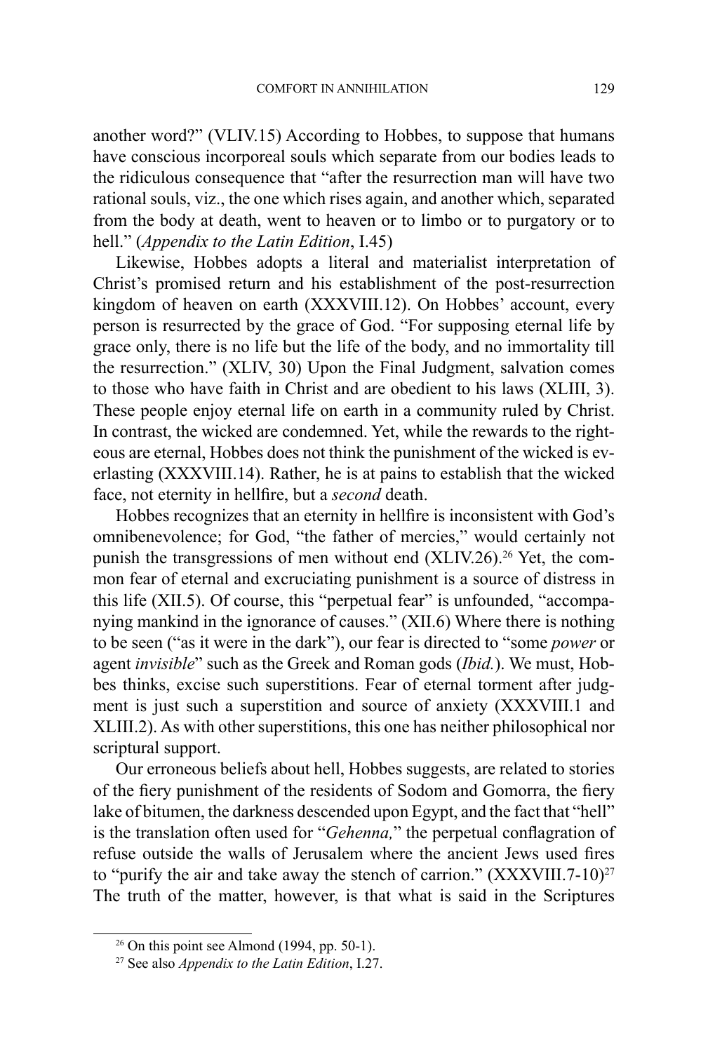another word?" (VLIV.15) According to Hobbes, to suppose that humans have conscious incorporeal souls which separate from our bodies leads to the ridiculous consequence that "after the resurrection man will have two rational souls, viz., the one which rises again, and another which, separated from the body at death, went to heaven or to limbo or to purgatory or to hell." (*Appendix to the Latin Edition*, I.45)

Likewise, Hobbes adopts a literal and materialist interpretation of Christ's promised return and his establishment of the post-resurrection kingdom of heaven on earth (XXXVIII.12). On Hobbes' account, every person is resurrected by the grace of God. "For supposing eternal life by grace only, there is no life but the life of the body, and no immortality till the resurrection." (XLIV, 30) Upon the Final Judgment, salvation comes to those who have faith in Christ and are obedient to his laws (XLIII, 3). These people enjoy eternal life on earth in a community ruled by Christ. In contrast, the wicked are condemned. Yet, while the rewards to the righteous are eternal, Hobbes does not think the punishment of the wicked is everlasting (XXXVIII.14). Rather, he is at pains to establish that the wicked face, not eternity in hellfire, but a *second* death.

Hobbes recognizes that an eternity in hellfire is inconsistent with God's omnibenevolence; for God, "the father of mercies," would certainly not punish the transgressions of men without end (XLIV.26).[26] Yet, the common fear of eternal and excruciating punishment is a source of distress in this life (XII.5). Of course, this "perpetual fear" is unfounded, "accompanying mankind in the ignorance of causes." (XII.6) Where there is nothing to be seen ("as it were in the dark"), our fear is directed to "some *power* or agent *invisible*" such as the Greek and Roman gods (*Ibid.*). We must, Hobbes thinks, excise such superstitions. Fear of eternal torment after judgment is just such a superstition and source of anxiety (XXXVIII.1 and XLIII.2). As with other superstitions, this one has neither philosophical nor scriptural support.

Our erroneous beliefs about hell, Hobbes suggests, are related to stories of the fiery punishment of the residents of Sodom and Gomorra, the fiery lake of bitumen, the darkness descended upon Egypt, and the fact that "hell" is the translation often used for "*Gehenna,*" the perpetual conflagration of refuse outside the walls of Jerusalem where the ancient Jews used fires to "purify the air and take away the stench of carrion." (XXXVIII.7-10)[27] The truth of the matter, however, is that what is said in the Scriptures

[26] On this point see Almond (1994, pp. 50-1).

[27] See also *Appendix to the Latin Edition*, I.27.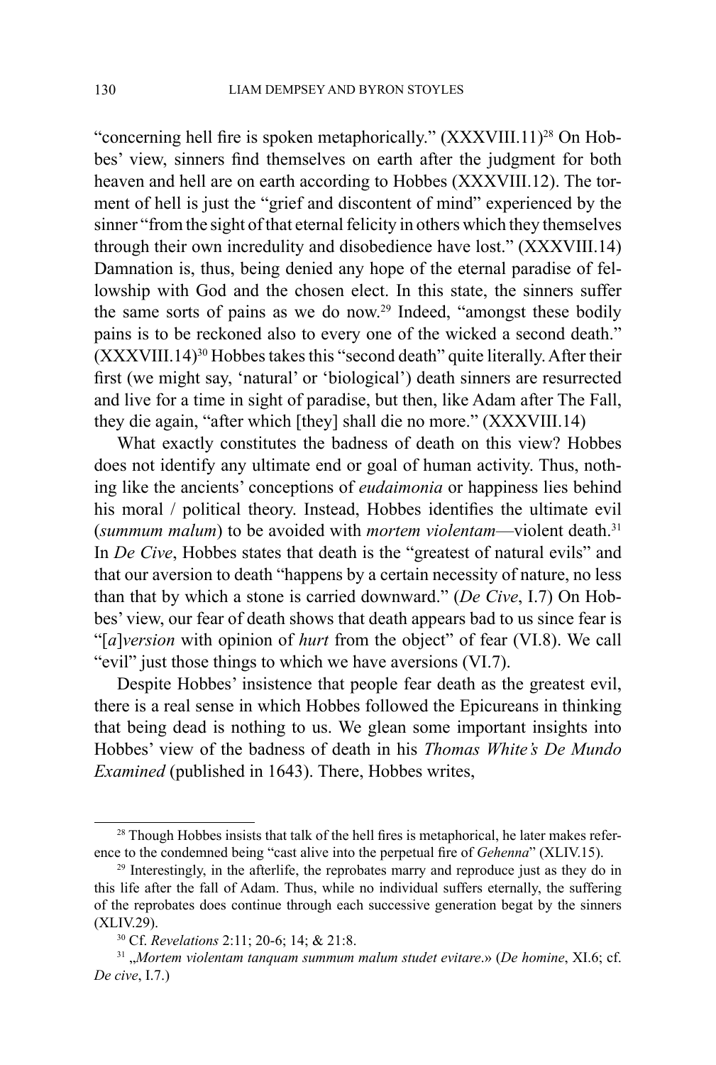"concerning hell fire is spoken metaphorically." (XXXVIII.11)[28] On Hobbes' view, sinners find themselves on earth after the judgment for both heaven and hell are on earth according to Hobbes (XXXVIII.12). The torment of hell is just the "grief and discontent of mind" experienced by the sinner "from the sight of that eternal felicity in others which they themselves through their own incredulity and disobedience have lost." (XXXVIII.14) Damnation is, thus, being denied any hope of the eternal paradise of fellowship with God and the chosen elect. In this state, the sinners suffer the same sorts of pains as we do now.[29] Indeed, "amongst these bodily pains is to be reckoned also to every one of the wicked a second death." (XXXVIII.14)[30] Hobbes takes this "second death" quite literally. After their first (we might say, 'natural' or 'biological') death sinners are resurrected and live for a time in sight of paradise, but then, like Adam after The Fall, they die again, "after which [they] shall die no more." (XXXVIII.14)

What exactly constitutes the badness of death on this view? Hobbes does not identify any ultimate end or goal of human activity. Thus, nothing like the ancients' conceptions of *eudaimonia* or happiness lies behind his moral / political theory. Instead, Hobbes identifies the ultimate evil (*summum malum*) to be avoided with *mortem violentam*—violent death.[31] In *De Cive*, Hobbes states that death is the "greatest of natural evils" and that our aversion to death "happens by a certain necessity of nature, no less than that by which a stone is carried downward." (*De Cive*, I.7) On Hobbes' view, our fear of death shows that death appears bad to us since fear is "[*a*]*version* with opinion of *hurt* from the object" of fear (VI.8). We call "evil" just those things to which we have aversions (VI.7).

Despite Hobbes' insistence that people fear death as the greatest evil, there is a real sense in which Hobbes followed the Epicureans in thinking that being dead is nothing to us. We glean some important insights into Hobbes' view of the badness of death in his *Thomas White's De Mundo Examined* (published in 1643). There, Hobbes writes,

---

[28] Though Hobbes insists that talk of the hell fires is metaphorical, he later makes reference to the condemned being "cast alive into the perpetual fire of *Gehenna*" (XLIV.15).

[29] Interestingly, in the afterlife, the reprobates marry and reproduce just as they do in this life after the fall of Adam. Thus, while no individual suffers eternally, the suffering of the reprobates does continue through each successive generation begat by the sinners (XLIV.29).

[30] Cf. *Revelations* 2:11; 20-6; 14; & 21:8.

[31] „*Mortem violentam tanquam summum malum studet evitare*.» (*De homine*, XI.6; cf. *De cive*, I.7.)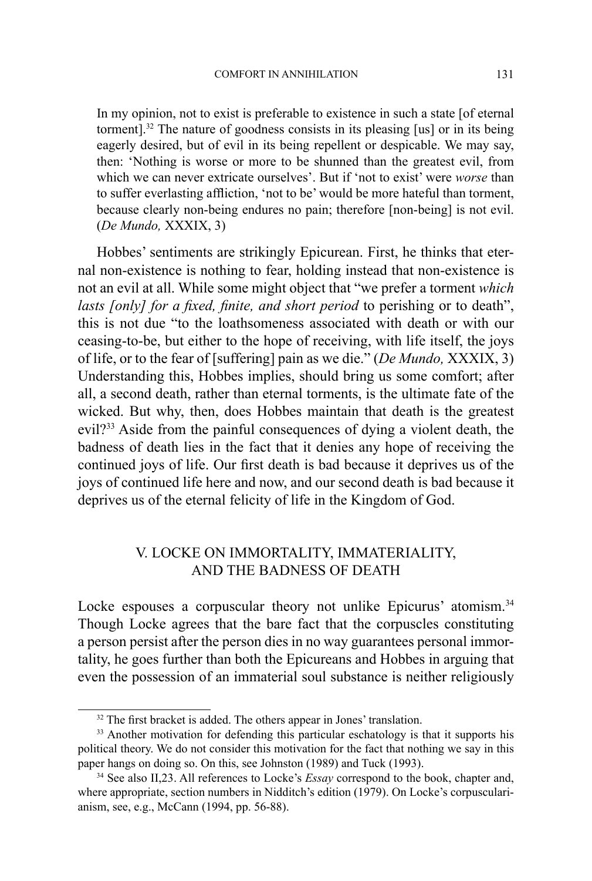> In my opinion, not to exist is preferable to existence in such a state [of eternal torment].[32] The nature of goodness consists in its pleasing [us] or in its being eagerly desired, but of evil in its being repellent or despicable. We may say, then: 'Nothing is worse or more to be shunned than the greatest evil, from which we can never extricate ourselves'. But if 'not to exist' were *worse* than to suffer everlasting affliction, 'not to be' would be more hateful than torment, because clearly non-being endures no pain; therefore [non-being] is not evil. (*De Mundo,* XXXIX, 3)

Hobbes' sentiments are strikingly Epicurean. First, he thinks that eternal non-existence is nothing to fear, holding instead that non-existence is not an evil at all. While some might object that "we prefer a torment *which lasts [only] for a fixed, finite, and short period* to perishing or to death", this is not due "to the loathsomeness associated with death or with our ceasing-to-be, but either to the hope of receiving, with life itself, the joys of life, or to the fear of [suffering] pain as we die." (*De Mundo,* XXXIX, 3) Understanding this, Hobbes implies, should bring us some comfort; after all, a second death, rather than eternal torments, is the ultimate fate of the wicked. But why, then, does Hobbes maintain that death is the greatest evil?[33] Aside from the painful consequences of dying a violent death, the badness of death lies in the fact that it denies any hope of receiving the continued joys of life. Our first death is bad because it deprives us of the joys of continued life here and now, and our second death is bad because it deprives us of the eternal felicity of life in the Kingdom of God.

## V. LOCKE ON IMMORTALITY, IMMATERIALITY, AND THE BADNESS OF DEATH

Locke espouses a corpuscular theory not unlike Epicurus' atomism.[34] Though Locke agrees that the bare fact that the corpuscles constituting a person persist after the person dies in no way guarantees personal immortality, he goes further than both the Epicureans and Hobbes in arguing that even the possession of an immaterial soul substance is neither religiously

---

[32] The first bracket is added. The others appear in Jones' translation.

[33] Another motivation for defending this particular eschatology is that it supports his political theory. We do not consider this motivation for the fact that nothing we say in this paper hangs on doing so. On this, see Johnston (1989) and Tuck (1993).

[34] See also II,23. All references to Locke's *Essay* correspond to the book, chapter and, where appropriate, section numbers in Nidditch's edition (1979). On Locke's corpuscularianism, see, e.g., McCann (1994, pp. 56-88).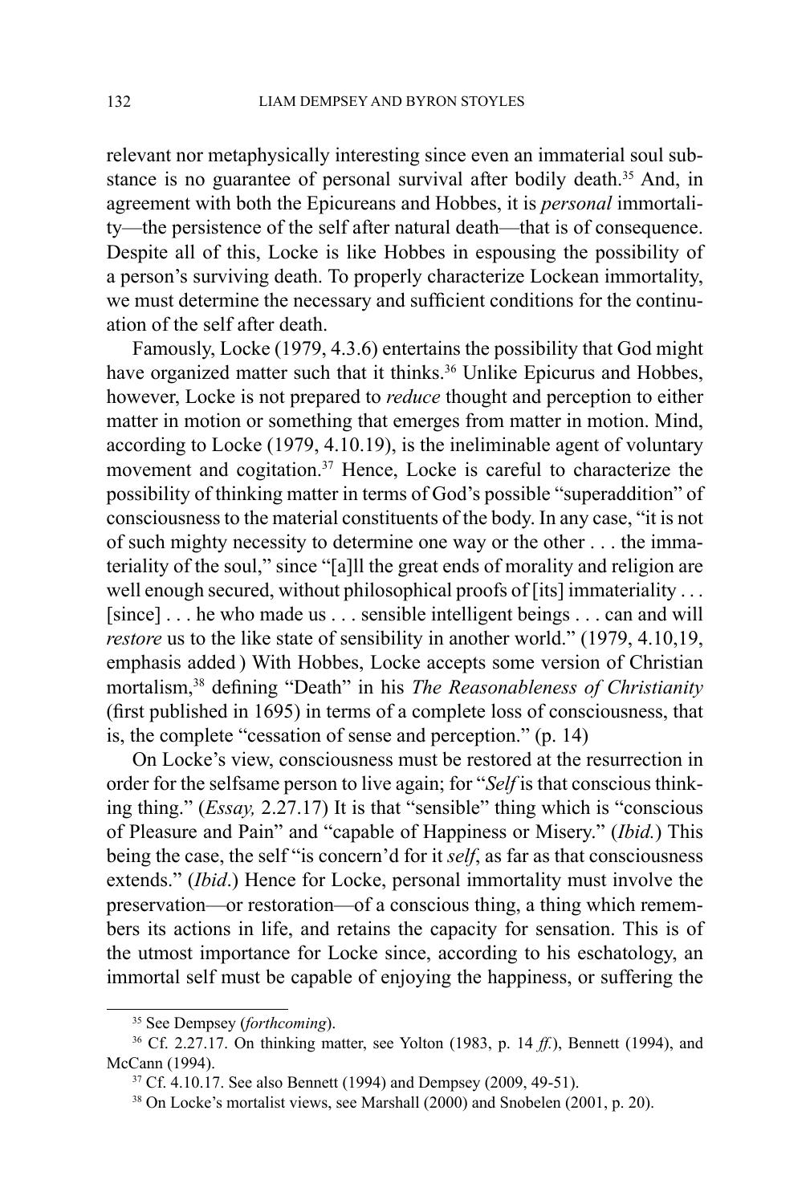relevant nor metaphysically interesting since even an immaterial soul substance is no guarantee of personal survival after bodily death.[35] And, in agreement with both the Epicureans and Hobbes, it is *personal* immortality—the persistence of the self after natural death—that is of consequence. Despite all of this, Locke is like Hobbes in espousing the possibility of a person's surviving death. To properly characterize Lockean immortality, we must determine the necessary and sufficient conditions for the continuation of the self after death.

Famously, Locke (1979, 4.3.6) entertains the possibility that God might have organized matter such that it thinks.[36] Unlike Epicurus and Hobbes, however, Locke is not prepared to *reduce* thought and perception to either matter in motion or something that emerges from matter in motion. Mind, according to Locke (1979, 4.10.19), is the ineliminable agent of voluntary movement and cogitation.[37] Hence, Locke is careful to characterize the possibility of thinking matter in terms of God's possible "superaddition" of consciousness to the material constituents of the body. In any case, "it is not of such mighty necessity to determine one way or the other . . . the immateriality of the soul," since "[a]ll the great ends of morality and religion are well enough secured, without philosophical proofs of [its] immateriality . . . [since] . . . he who made us . . . sensible intelligent beings . . . can and will *restore* us to the like state of sensibility in another world." (1979, 4.10,19, emphasis added ) With Hobbes, Locke accepts some version of Christian mortalism,[38] defining "Death" in his *The Reasonableness of Christianity* (first published in 1695) in terms of a complete loss of consciousness, that is, the complete "cessation of sense and perception." (p. 14)

On Locke's view, consciousness must be restored at the resurrection in order for the selfsame person to live again; for "*Self* is that conscious thinking thing." (*Essay,* 2.27.17) It is that "sensible" thing which is "conscious of Pleasure and Pain" and "capable of Happiness or Misery." (*Ibid.*) This being the case, the self "is concern'd for it *self*, as far as that consciousness extends." (*Ibid*.) Hence for Locke, personal immortality must involve the preservation—or restoration—of a conscious thing, a thing which remembers its actions in life, and retains the capacity for sensation. This is of the utmost importance for Locke since, according to his eschatology, an immortal self must be capable of enjoying the happiness, or suffering the

---

[35] See Dempsey (*forthcoming*).

[36] Cf. 2.27.17. On thinking matter, see Yolton (1983, p. 14 *ff.*), Bennett (1994), and McCann (1994).

[37] Cf. 4.10.17. See also Bennett (1994) and Dempsey (2009, 49-51).

[38] On Locke's mortalist views, see Marshall (2000) and Snobelen (2001, p. 20).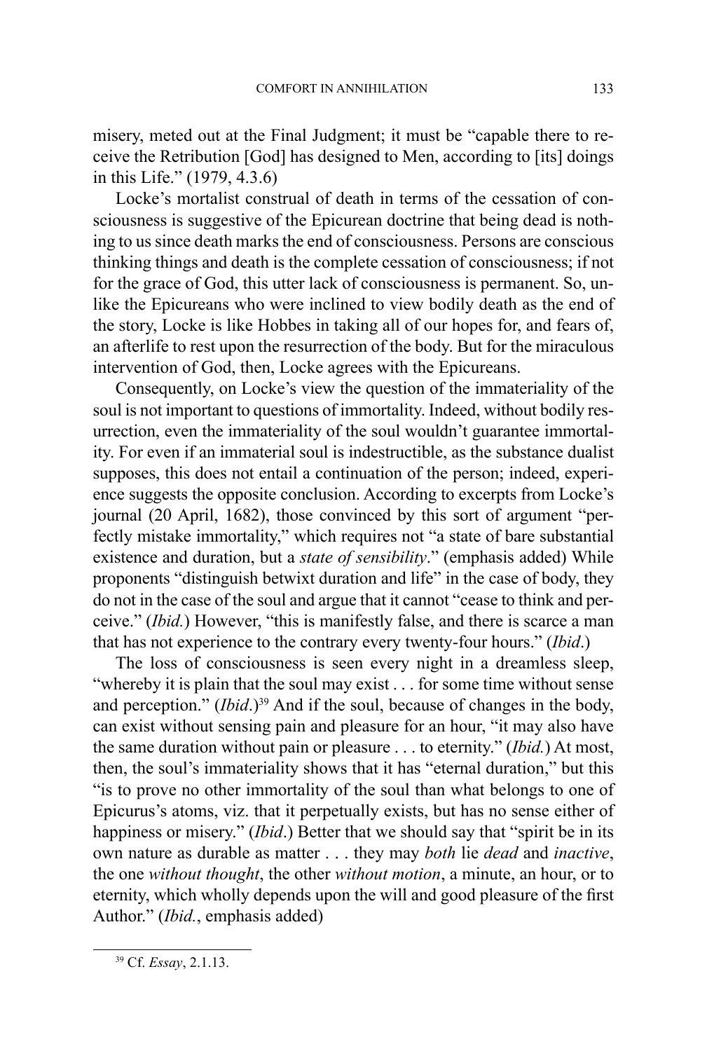misery, meted out at the Final Judgment; it must be "capable there to receive the Retribution [God] has designed to Men, according to [its] doings in this Life." (1979, 4.3.6)

Locke's mortalist construal of death in terms of the cessation of consciousness is suggestive of the Epicurean doctrine that being dead is nothing to us since death marks the end of consciousness. Persons are conscious thinking things and death is the complete cessation of consciousness; if not for the grace of God, this utter lack of consciousness is permanent. So, unlike the Epicureans who were inclined to view bodily death as the end of the story, Locke is like Hobbes in taking all of our hopes for, and fears of, an afterlife to rest upon the resurrection of the body. But for the miraculous intervention of God, then, Locke agrees with the Epicureans.

Consequently, on Locke's view the question of the immateriality of the soul is not important to questions of immortality. Indeed, without bodily resurrection, even the immateriality of the soul wouldn't guarantee immortality. For even if an immaterial soul is indestructible, as the substance dualist supposes, this does not entail a continuation of the person; indeed, experience suggests the opposite conclusion. According to excerpts from Locke's journal (20 April, 1682), those convinced by this sort of argument "perfectly mistake immortality," which requires not "a state of bare substantial existence and duration, but a *state of sensibility*." (emphasis added) While proponents "distinguish betwixt duration and life" in the case of body, they do not in the case of the soul and argue that it cannot "cease to think and perceive." (*Ibid.*) However, "this is manifestly false, and there is scarce a man that has not experience to the contrary every twenty-four hours." (*Ibid*.)

The loss of consciousness is seen every night in a dreamless sleep, "whereby it is plain that the soul may exist . . . for some time without sense and perception." (*Ibid*.)[39] And if the soul, because of changes in the body, can exist without sensing pain and pleasure for an hour, "it may also have the same duration without pain or pleasure . . . to eternity." (*Ibid.*) At most, then, the soul's immateriality shows that it has "eternal duration," but this "is to prove no other immortality of the soul than what belongs to one of Epicurus's atoms, viz. that it perpetually exists, but has no sense either of happiness or misery." (*Ibid*.) Better that we should say that "spirit be in its own nature as durable as matter . . . they may *both* lie *dead* and *inactive*, the one *without thought*, the other *without motion*, a minute, an hour, or to eternity, which wholly depends upon the will and good pleasure of the first Author." (*Ibid.*, emphasis added)

[39] Cf. *Essay*, 2.1.13.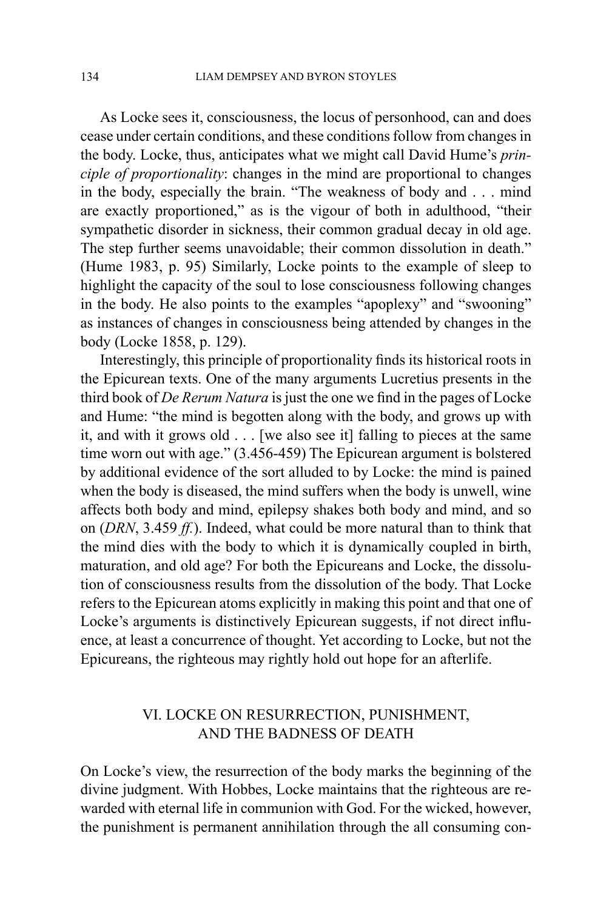As Locke sees it, consciousness, the locus of personhood, can and does cease under certain conditions, and these conditions follow from changes in the body. Locke, thus, anticipates what we might call David Hume's *principle of proportionality*: changes in the mind are proportional to changes in the body, especially the brain. "The weakness of body and . . . mind are exactly proportioned," as is the vigour of both in adulthood, "their sympathetic disorder in sickness, their common gradual decay in old age. The step further seems unavoidable; their common dissolution in death." (Hume 1983, p. 95) Similarly, Locke points to the example of sleep to highlight the capacity of the soul to lose consciousness following changes in the body. He also points to the examples "apoplexy" and "swooning" as instances of changes in consciousness being attended by changes in the body (Locke 1858, p. 129).

Interestingly, this principle of proportionality finds its historical roots in the Epicurean texts. One of the many arguments Lucretius presents in the third book of *De Rerum Natura* is just the one we find in the pages of Locke and Hume: "the mind is begotten along with the body, and grows up with it, and with it grows old . . . [we also see it] falling to pieces at the same time worn out with age." (3.456-459) The Epicurean argument is bolstered by additional evidence of the sort alluded to by Locke: the mind is pained when the body is diseased, the mind suffers when the body is unwell, wine affects both body and mind, epilepsy shakes both body and mind, and so on (*DRN*, 3.459 *ff.*). Indeed, what could be more natural than to think that the mind dies with the body to which it is dynamically coupled in birth, maturation, and old age? For both the Epicureans and Locke, the dissolution of consciousness results from the dissolution of the body. That Locke refers to the Epicurean atoms explicitly in making this point and that one of Locke's arguments is distinctively Epicurean suggests, if not direct influence, at least a concurrence of thought. Yet according to Locke, but not the Epicureans, the righteous may rightly hold out hope for an afterlife.

## VI. LOCKE ON RESURRECTION, PUNISHMENT, AND THE BADNESS OF DEATH

On Locke's view, the resurrection of the body marks the beginning of the divine judgment. With Hobbes, Locke maintains that the righteous are rewarded with eternal life in communion with God. For the wicked, however, the punishment is permanent annihilation through the all consuming con-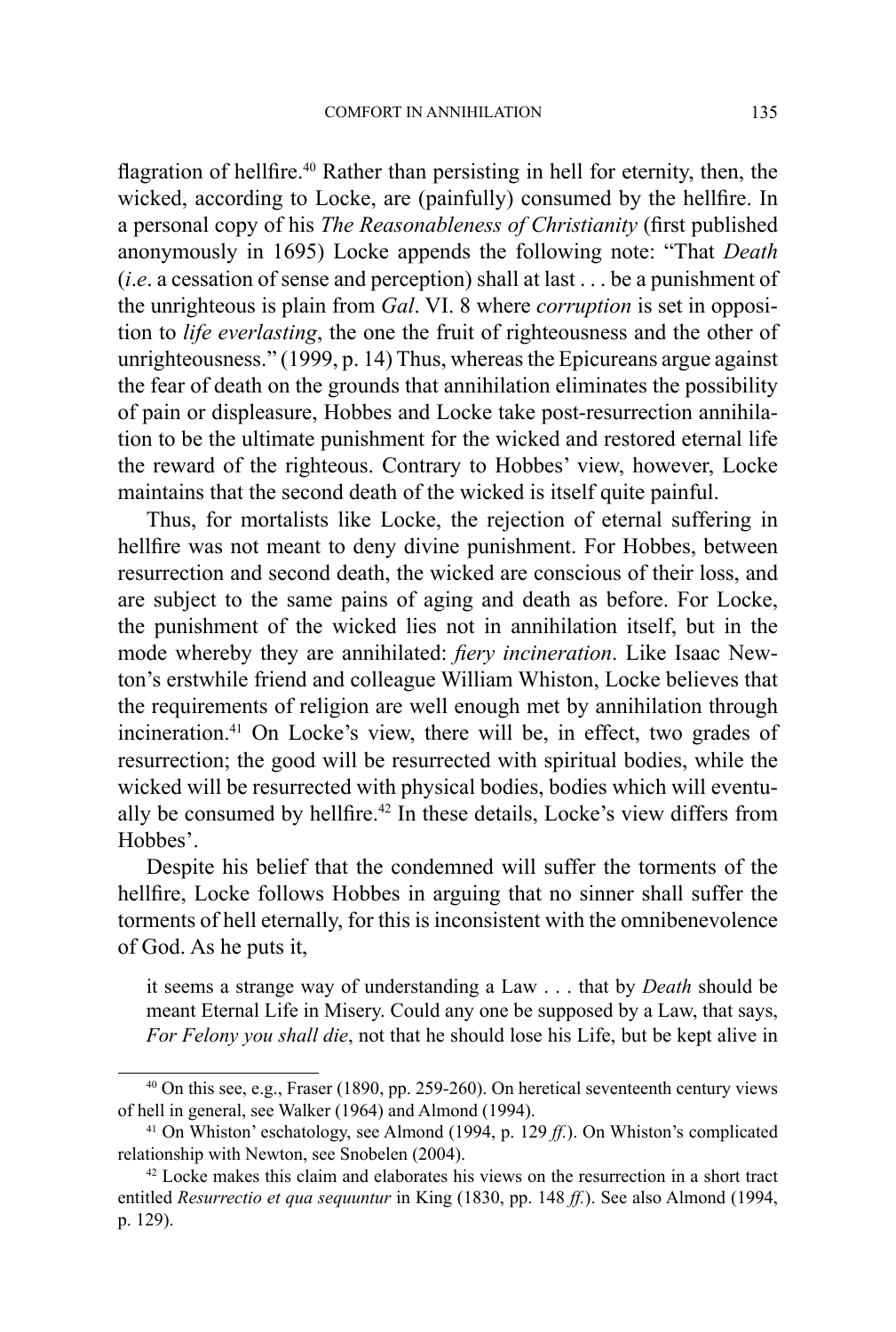flagration of hellfire.[40] Rather than persisting in hell for eternity, then, the wicked, according to Locke, are (painfully) consumed by the hellfire. In a personal copy of his *The Reasonableness of Christianity* (first published anonymously in 1695) Locke appends the following note: "That *Death* (*i.e*. a cessation of sense and perception) shall at last . . . be a punishment of the unrighteous is plain from *Gal*. VI. 8 where *corruption* is set in opposition to *life everlasting*, the one the fruit of righteousness and the other of unrighteousness." (1999, p. 14) Thus, whereas the Epicureans argue against the fear of death on the grounds that annihilation eliminates the possibility of pain or displeasure, Hobbes and Locke take post-resurrection annihilation to be the ultimate punishment for the wicked and restored eternal life the reward of the righteous. Contrary to Hobbes' view, however, Locke maintains that the second death of the wicked is itself quite painful.

Thus, for mortalists like Locke, the rejection of eternal suffering in hellfire was not meant to deny divine punishment. For Hobbes, between resurrection and second death, the wicked are conscious of their loss, and are subject to the same pains of aging and death as before. For Locke, the punishment of the wicked lies not in annihilation itself, but in the mode whereby they are annihilated: *fiery incineration*. Like Isaac Newton's erstwhile friend and colleague William Whiston, Locke believes that the requirements of religion are well enough met by annihilation through incineration.[41] On Locke's view, there will be, in effect, two grades of resurrection; the good will be resurrected with spiritual bodies, while the wicked will be resurrected with physical bodies, bodies which will eventually be consumed by hellfire.[42] In these details, Locke's view differs from Hobbes'.

Despite his belief that the condemned will suffer the torments of the hellfire, Locke follows Hobbes in arguing that no sinner shall suffer the torments of hell eternally, for this is inconsistent with the omnibenevolence of God. As he puts it,

> it seems a strange way of understanding a Law . . . that by *Death* should be meant Eternal Life in Misery. Could any one be supposed by a Law, that says, *For Felony you shall die*, not that he should lose his Life, but be kept alive in

---

[40] On this see, e.g., Fraser (1890, pp. 259-260). On heretical seventeenth century views of hell in general, see Walker (1964) and Almond (1994).

[41] On Whiston' eschatology, see Almond (1994, p. 129 *ff.*). On Whiston's complicated relationship with Newton, see Snobelen (2004).

[42] Locke makes this claim and elaborates his views on the resurrection in a short tract entitled *Resurrectio et qua sequuntur* in King (1830, pp. 148 *ff.*). See also Almond (1994, p. 129).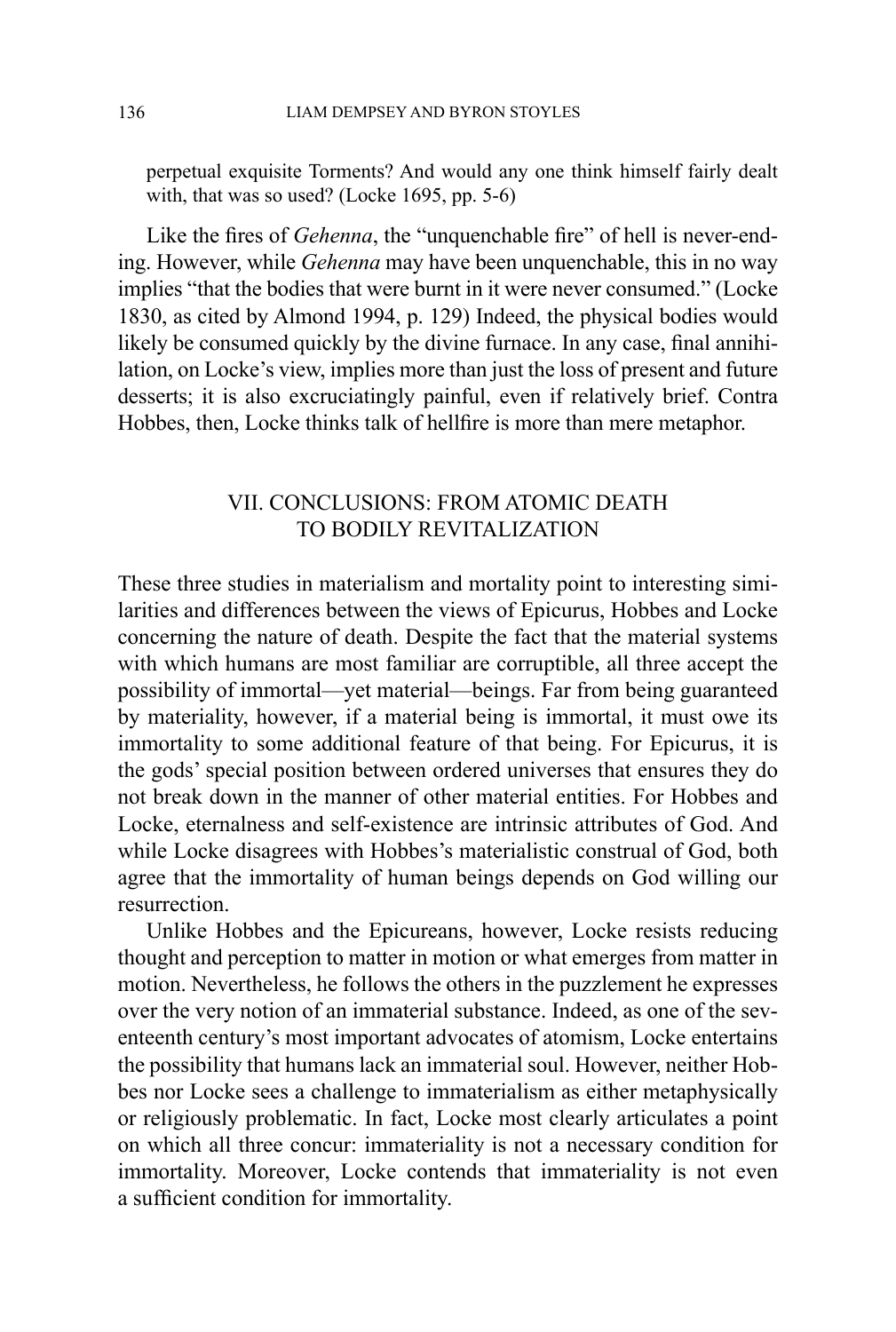> perpetual exquisite Torments? And would any one think himself fairly dealt with, that was so used? (Locke 1695, pp. 5-6)

Like the fires of *Gehenna*, the "unquenchable fire" of hell is never-ending. However, while *Gehenna* may have been unquenchable, this in no way implies "that the bodies that were burnt in it were never consumed." (Locke 1830, as cited by Almond 1994, p. 129) Indeed, the physical bodies would likely be consumed quickly by the divine furnace. In any case, final annihilation, on Locke's view, implies more than just the loss of present and future desserts; it is also excruciatingly painful, even if relatively brief. Contra Hobbes, then, Locke thinks talk of hellfire is more than mere metaphor.

## VII. CONCLUSIONS: FROM ATOMIC DEATH TO BODILY REVITALIZATION

These three studies in materialism and mortality point to interesting similarities and differences between the views of Epicurus, Hobbes and Locke concerning the nature of death. Despite the fact that the material systems with which humans are most familiar are corruptible, all three accept the possibility of immortal—yet material—beings. Far from being guaranteed by materiality, however, if a material being is immortal, it must owe its immortality to some additional feature of that being. For Epicurus, it is the gods' special position between ordered universes that ensures they do not break down in the manner of other material entities. For Hobbes and Locke, eternalness and self-existence are intrinsic attributes of God. And while Locke disagrees with Hobbes's materialistic construal of God, both agree that the immortality of human beings depends on God willing our resurrection.

Unlike Hobbes and the Epicureans, however, Locke resists reducing thought and perception to matter in motion or what emerges from matter in motion. Nevertheless, he follows the others in the puzzlement he expresses over the very notion of an immaterial substance. Indeed, as one of the seventeenth century's most important advocates of atomism, Locke entertains the possibility that humans lack an immaterial soul. However, neither Hobbes nor Locke sees a challenge to immaterialism as either metaphysically or religiously problematic. In fact, Locke most clearly articulates a point on which all three concur: immateriality is not a necessary condition for immortality. Moreover, Locke contends that immateriality is not even a sufficient condition for immortality.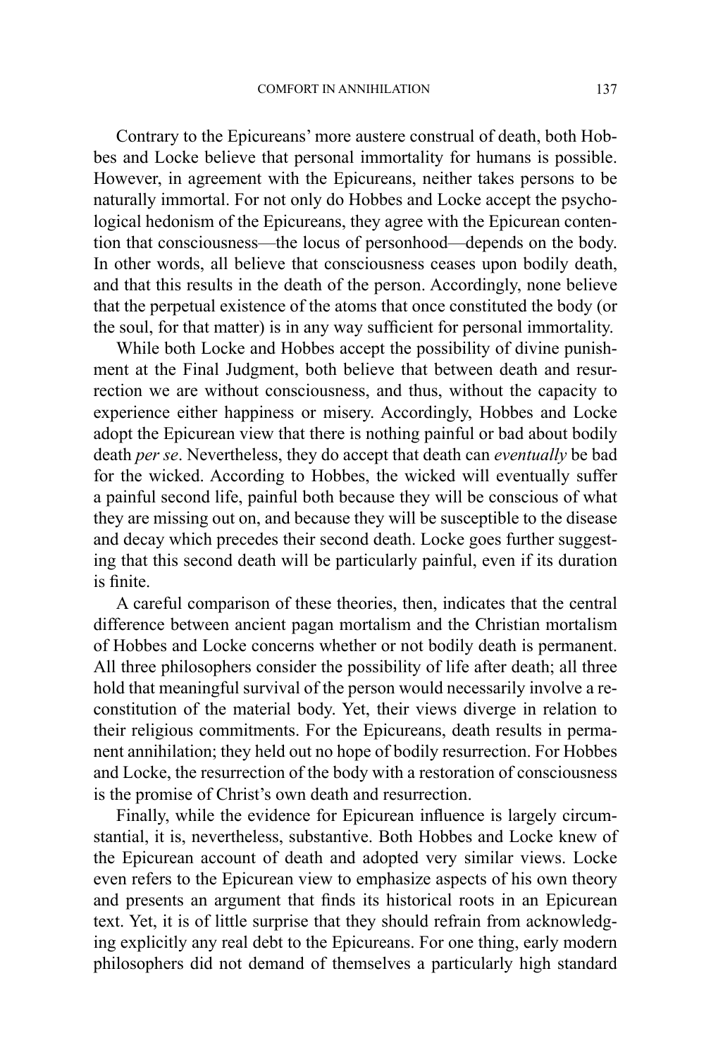Contrary to the Epicureans' more austere construal of death, both Hobbes and Locke believe that personal immortality for humans is possible. However, in agreement with the Epicureans, neither takes persons to be naturally immortal. For not only do Hobbes and Locke accept the psychological hedonism of the Epicureans, they agree with the Epicurean contention that consciousness—the locus of personhood—depends on the body. In other words, all believe that consciousness ceases upon bodily death, and that this results in the death of the person. Accordingly, none believe that the perpetual existence of the atoms that once constituted the body (or the soul, for that matter) is in any way sufficient for personal immortality.

While both Locke and Hobbes accept the possibility of divine punishment at the Final Judgment, both believe that between death and resurrection we are without consciousness, and thus, without the capacity to experience either happiness or misery. Accordingly, Hobbes and Locke adopt the Epicurean view that there is nothing painful or bad about bodily death *per se*. Nevertheless, they do accept that death can *eventually* be bad for the wicked. According to Hobbes, the wicked will eventually suffer a painful second life, painful both because they will be conscious of what they are missing out on, and because they will be susceptible to the disease and decay which precedes their second death. Locke goes further suggesting that this second death will be particularly painful, even if its duration is finite.

A careful comparison of these theories, then, indicates that the central difference between ancient pagan mortalism and the Christian mortalism of Hobbes and Locke concerns whether or not bodily death is permanent. All three philosophers consider the possibility of life after death; all three hold that meaningful survival of the person would necessarily involve a reconstitution of the material body. Yet, their views diverge in relation to their religious commitments. For the Epicureans, death results in permanent annihilation; they held out no hope of bodily resurrection. For Hobbes and Locke, the resurrection of the body with a restoration of consciousness is the promise of Christ's own death and resurrection.

Finally, while the evidence for Epicurean influence is largely circumstantial, it is, nevertheless, substantive. Both Hobbes and Locke knew of the Epicurean account of death and adopted very similar views. Locke even refers to the Epicurean view to emphasize aspects of his own theory and presents an argument that finds its historical roots in an Epicurean text. Yet, it is of little surprise that they should refrain from acknowledging explicitly any real debt to the Epicureans. For one thing, early modern philosophers did not demand of themselves a particularly high standard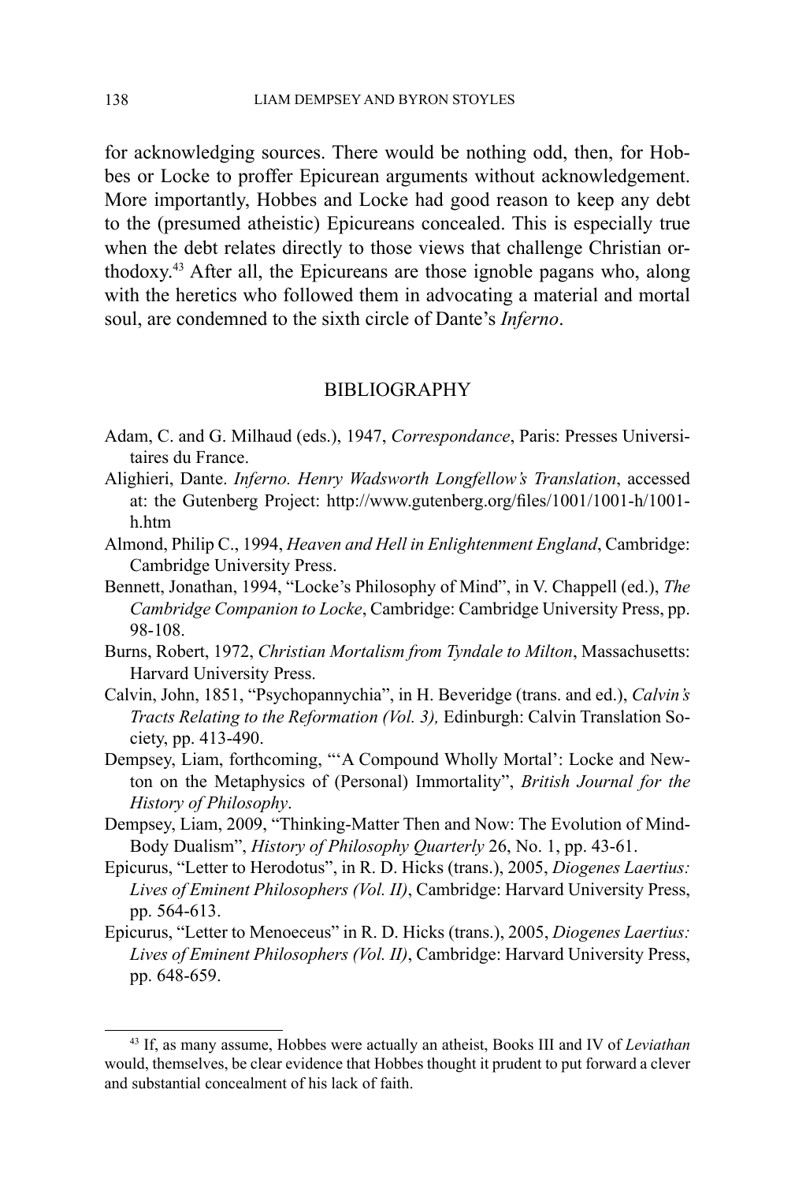for acknowledging sources. There would be nothing odd, then, for Hobbes or Locke to proffer Epicurean arguments without acknowledgement. More importantly, Hobbes and Locke had good reason to keep any debt to the (presumed atheistic) Epicureans concealed. This is especially true when the debt relates directly to those views that challenge Christian orthodoxy.[43] After all, the Epicureans are those ignoble pagans who, along with the heretics who followed them in advocating a material and mortal soul, are condemned to the sixth circle of Dante's *Inferno*.

## BIBLIOGRAPHY

Adam, C. and G. Milhaud (eds.), 1947, *Correspondance*, Paris: Presses Universitaires du France.

Alighieri, Dante. *Inferno. Henry Wadsworth Longfellow's Translation*, accessed at: the Gutenberg Project: http://www.gutenberg.org/files/1001/1001-h/1001-h.htm

Almond, Philip C., 1994, *Heaven and Hell in Enlightenment England*, Cambridge: Cambridge University Press.

Bennett, Jonathan, 1994, "Locke's Philosophy of Mind", in V. Chappell (ed.), *The Cambridge Companion to Locke*, Cambridge: Cambridge University Press, pp. 98-108.

Burns, Robert, 1972, *Christian Mortalism from Tyndale to Milton*, Massachusetts: Harvard University Press.

Calvin, John, 1851, "Psychopannychia", in H. Beveridge (trans. and ed.), *Calvin's Tracts Relating to the Reformation (Vol. 3),* Edinburgh: Calvin Translation Society, pp. 413-490.

Dempsey, Liam, forthcoming, "'A Compound Wholly Mortal': Locke and Newton on the Metaphysics of (Personal) Immortality", *British Journal for the History of Philosophy*.

Dempsey, Liam, 2009, "Thinking-Matter Then and Now: The Evolution of Mind-Body Dualism", *History of Philosophy Quarterly* 26, No. 1, pp. 43-61.

Epicurus, "Letter to Herodotus", in R. D. Hicks (trans.), 2005, *Diogenes Laertius: Lives of Eminent Philosophers (Vol. II)*, Cambridge: Harvard University Press, pp. 564-613.

Epicurus, "Letter to Menoeceus" in R. D. Hicks (trans.), 2005, *Diogenes Laertius: Lives of Eminent Philosophers (Vol. II)*, Cambridge: Harvard University Press, pp. 648-659.

[43] If, as many assume, Hobbes were actually an atheist, Books III and IV of *Leviathan* would, themselves, be clear evidence that Hobbes thought it prudent to put forward a clever and substantial concealment of his lack of faith.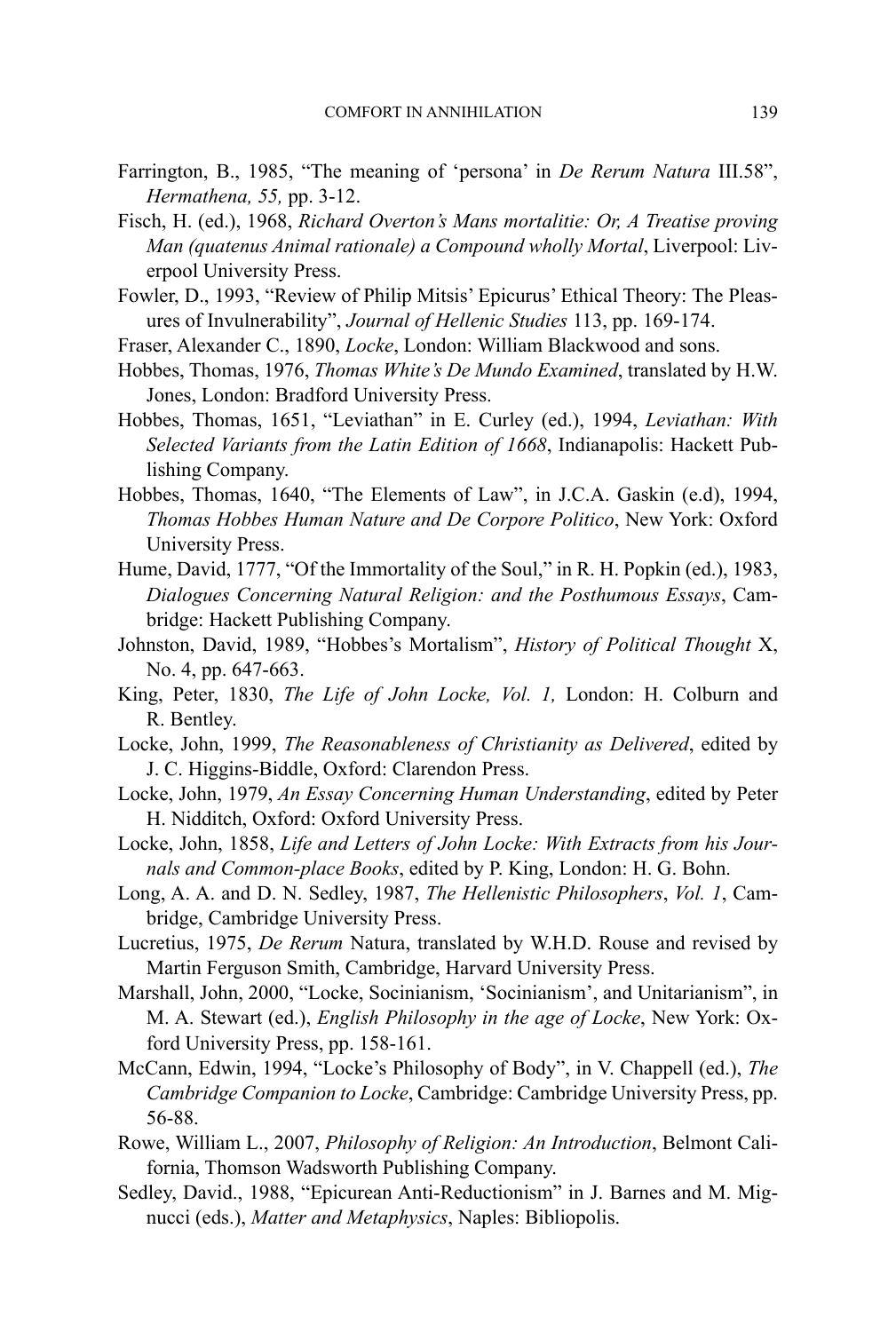Farrington, B., 1985, "The meaning of 'persona' in *De Rerum Natura* III.58", *Hermathena, 55,* pp. 3-12.

Fisch, H. (ed.), 1968, *Richard Overton's Mans mortalitie: Or, A Treatise proving Man (quatenus Animal rationale) a Compound wholly Mortal*, Liverpool: Liverpool University Press.

Fowler, D., 1993, "Review of Philip Mitsis' Epicurus' Ethical Theory: The Pleasures of Invulnerability", *Journal of Hellenic Studies* 113, pp. 169-174.

Fraser, Alexander C., 1890, *Locke*, London: William Blackwood and sons.

Hobbes, Thomas, 1976, *Thomas White's De Mundo Examined*, translated by H.W. Jones, London: Bradford University Press.

Hobbes, Thomas, 1651, "Leviathan" in E. Curley (ed.), 1994, *Leviathan: With Selected Variants from the Latin Edition of 1668*, Indianapolis: Hackett Publishing Company.

Hobbes, Thomas, 1640, "The Elements of Law", in J.C.A. Gaskin (e.d), 1994, *Thomas Hobbes Human Nature and De Corpore Politico*, New York: Oxford University Press.

Hume, David, 1777, "Of the Immortality of the Soul," in R. H. Popkin (ed.), 1983, *Dialogues Concerning Natural Religion: and the Posthumous Essays*, Cambridge: Hackett Publishing Company.

Johnston, David, 1989, "Hobbes's Mortalism", *History of Political Thought* X, No. 4, pp. 647-663.

King, Peter, 1830, *The Life of John Locke, Vol. 1,* London: H. Colburn and R. Bentley.

Locke, John, 1999, *The Reasonableness of Christianity as Delivered*, edited by J. C. Higgins-Biddle, Oxford: Clarendon Press.

Locke, John, 1979, *An Essay Concerning Human Understanding*, edited by Peter H. Nidditch, Oxford: Oxford University Press.

Locke, John, 1858, *Life and Letters of John Locke: With Extracts from his Journals and Common-place Books*, edited by P. King, London: H. G. Bohn.

Long, A. A. and D. N. Sedley, 1987, *The Hellenistic Philosophers*, *Vol. 1*, Cambridge, Cambridge University Press.

Lucretius, 1975, *De Rerum* Natura, translated by W.H.D. Rouse and revised by Martin Ferguson Smith, Cambridge, Harvard University Press.

Marshall, John, 2000, "Locke, Socinianism, 'Socinianism', and Unitarianism", in M. A. Stewart (ed.), *English Philosophy in the age of Locke*, New York: Oxford University Press, pp. 158-161.

McCann, Edwin, 1994, "Locke's Philosophy of Body", in V. Chappell (ed.), *The Cambridge Companion to Locke*, Cambridge: Cambridge University Press, pp. 56-88.

Rowe, William L., 2007, *Philosophy of Religion: An Introduction*, Belmont California, Thomson Wadsworth Publishing Company.

Sedley, David., 1988, "Epicurean Anti-Reductionism" in J. Barnes and M. Mignucci (eds.), *Matter and Metaphysics*, Naples: Bibliopolis.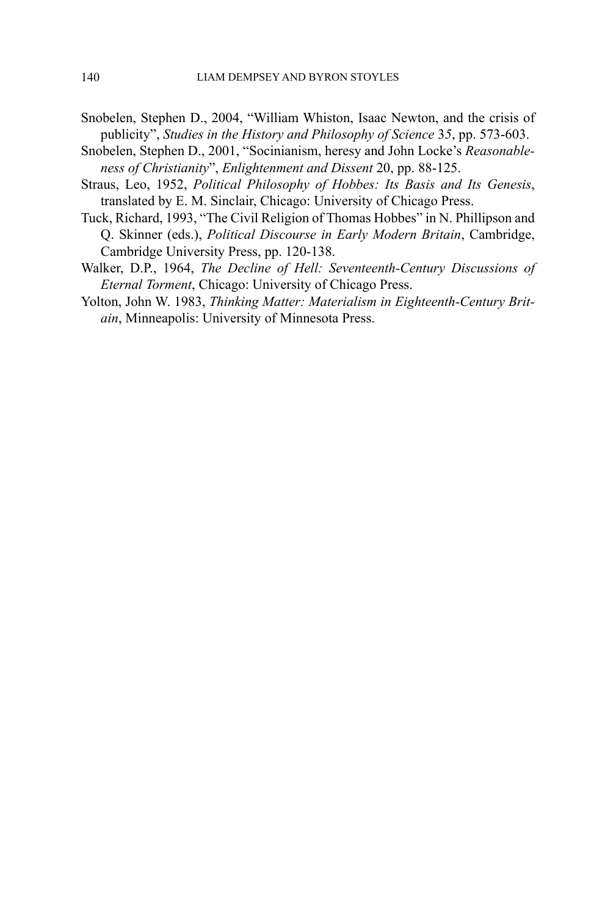Snobelen, Stephen D., 2004, “William Whiston, Isaac Newton, and the crisis of publicity”, *Studies in the History and Philosophy of Science* 35, pp. 573-603.

Snobelen, Stephen D., 2001, “Socinianism, heresy and John Locke’s *Reasonableness of Christianity*”, *Enlightenment and Dissent* 20, pp. 88-125.

Straus, Leo, 1952, *Political Philosophy of Hobbes: Its Basis and Its Genesis*, translated by E. M. Sinclair, Chicago: University of Chicago Press.

Tuck, Richard, 1993, “The Civil Religion of Thomas Hobbes” in N. Phillipson and Q. Skinner (eds.), *Political Discourse in Early Modern Britain*, Cambridge, Cambridge University Press, pp. 120-138.

Walker, D.P., 1964, *The Decline of Hell: Seventeenth-Century Discussions of Eternal Torment*, Chicago: University of Chicago Press.

Yolton, John W. 1983, *Thinking Matter: Materialism in Eighteenth-Century Britain*, Minneapolis: University of Minnesota Press.